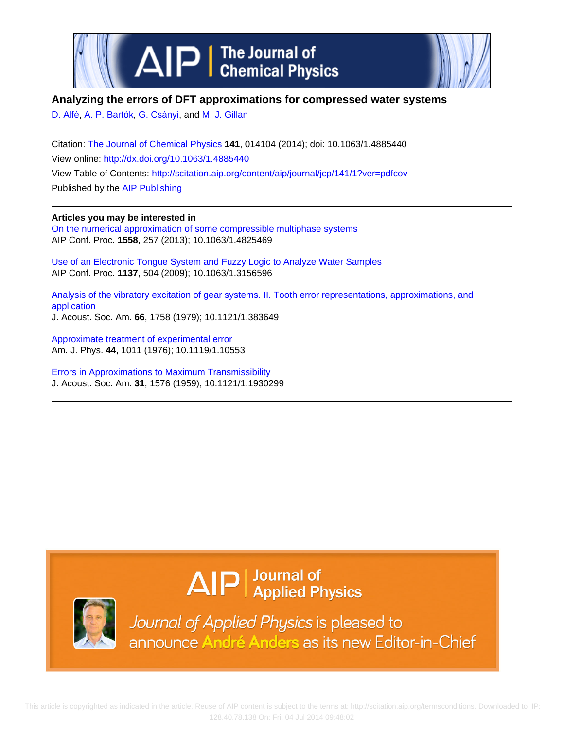# Analyzing the errors of DFT approximations for compressed water systems

D. Alfè, A. P. Bartók, G. Csányi, and M. J. Gillan

Citation: The Journal of Chemical Physics **141**, 014104 (2014); doi: 10.1063/1.4885440

View online: http://dx.doi.org/10.1063/1.4885440

View Table of Contents: http://scitation.aip.org/content/aip/journal/jcp/141/1?ver=pdfcov

Published by the AIP Publishing

---

**Articles you may be interested in**

On the numerical approximation of some compressible multiphase systems
AIP Conf. Proc. **1558**, 257 (2013); 10.1063/1.4825469

Use of an Electronic Tongue System and Fuzzy Logic to Analyze Water Samples
AIP Conf. Proc. **1137**, 504 (2009); 10.1063/1.3156596

Analysis of the vibratory excitation of gear systems. II. Tooth error representations, approximations, and application
J. Acoust. Soc. Am. **66**, 1758 (1979); 10.1121/1.383649

Approximate treatment of experimental error
Am. J. Phys. **44**, 1011 (1976); 10.1119/1.10553

Errors in Approximations to Maximum Transmissibility
J. Acoust. Soc. Am. **31**, 1576 (1959); 10.1121/1.1930299

---

AIP | Journal of Applied Physics

Journal of Applied Physics is pleased to announce André Anders as its new Editor-in-Chief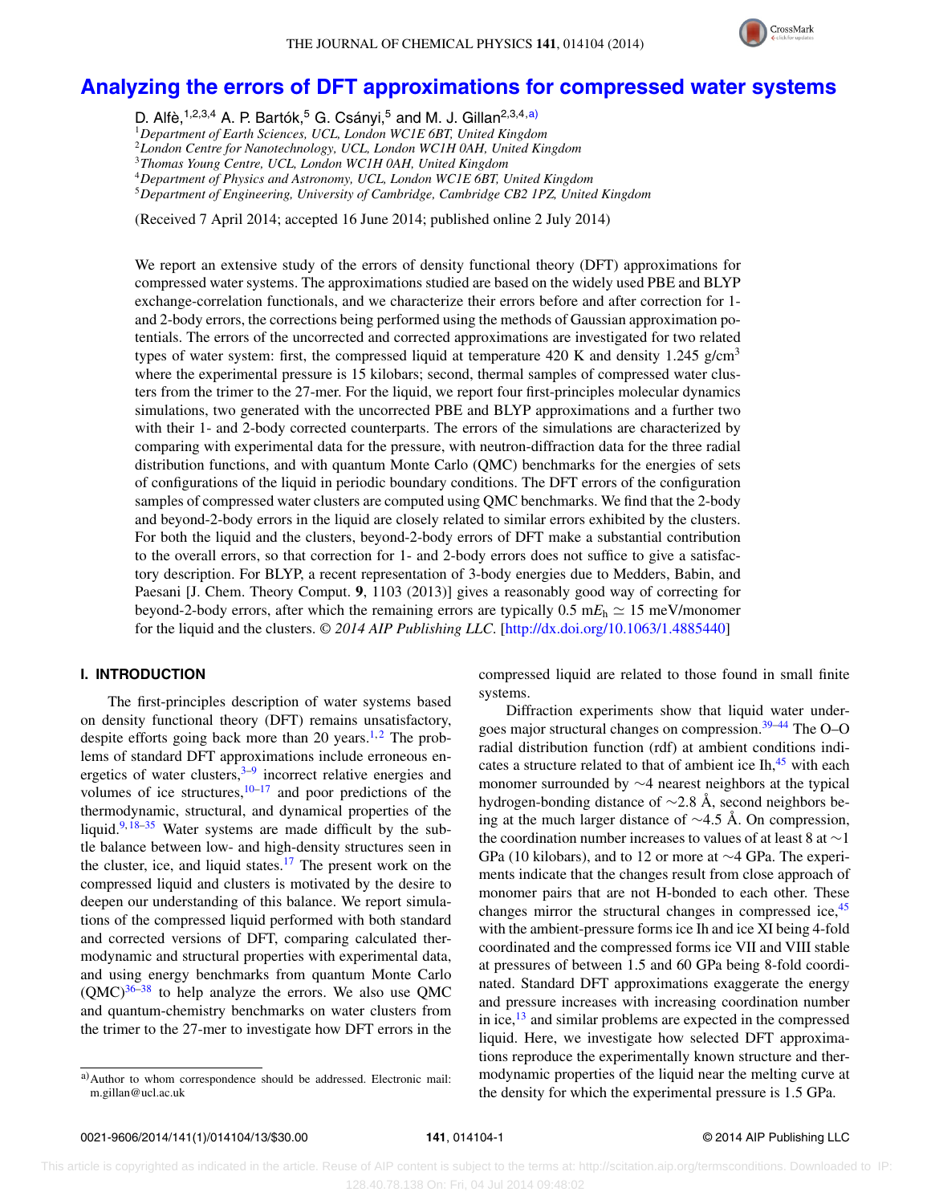# Analyzing the errors of DFT approximations for compressed water systems

D. Alfè,[1,2,3,4] A. P. Bartók,[5] G. Csányi,[5] and M. J. Gillan[2,3,4,a)]

[1]Department of Earth Sciences, UCL, London WC1E 6BT, United Kingdom
[2]London Centre for Nanotechnology, UCL, London WC1H 0AH, United Kingdom
[3]Thomas Young Centre, UCL, London WC1H 0AH, United Kingdom
[4]Department of Physics and Astronomy, UCL, London WC1E 6BT, United Kingdom
[5]Department of Engineering, University of Cambridge, Cambridge CB2 1PZ, United Kingdom

(Received 7 April 2014; accepted 16 June 2014; published online 2 July 2014)

We report an extensive study of the errors of density functional theory (DFT) approximations for compressed water systems. The approximations studied are based on the widely used PBE and BLYP exchange-correlation functionals, and we characterize their errors before and after correction for 1- and 2-body errors, the corrections being performed using the methods of Gaussian approximation potentials. The errors of the uncorrected and corrected approximations are investigated for two related types of water system: first, the compressed liquid at temperature 420 K and density 1.245 g/cm$^3$ where the experimental pressure is 15 kilobars; second, thermal samples of compressed water clusters from the trimer to the 27-mer. For the liquid, we report four first-principles molecular dynamics simulations, two generated with the uncorrected PBE and BLYP approximations and a further two with their 1- and 2-body corrected counterparts. The errors of the simulations are characterized by comparing with experimental data for the pressure, with neutron-diffraction data for the three radial distribution functions, and with quantum Monte Carlo (QMC) benchmarks for the energies of sets of configurations of the liquid in periodic boundary conditions. The DFT errors of the configuration samples of compressed water clusters are computed using QMC benchmarks. We find that the 2-body and beyond-2-body errors in the liquid are closely related to similar errors exhibited by the clusters. For both the liquid and the clusters, beyond-2-body errors of DFT make a substantial contribution to the overall errors, so that correction for 1- and 2-body errors does not suffice to give a satisfactory description. For BLYP, a recent representation of 3-body energies due to Medders, Babin, and Paesani [J. Chem. Theory Comput. **9**, 1103 (2013)] gives a reasonably good way of correcting for beyond-2-body errors, after which the remaining errors are typically 0.5 m$E_{\rm h}$ $\simeq$ 15 meV/monomer for the liquid and the clusters. *© 2014 AIP Publishing LLC*. [http://dx.doi.org/10.1063/1.4885440]

## I. INTRODUCTION

The first-principles description of water systems based on density functional theory (DFT) remains unsatisfactory, despite efforts going back more than 20 years.[1,2] The problems of standard DFT approximations include erroneous energetics of water clusters,[3–9] incorrect relative energies and volumes of ice structures,[10–17] and poor predictions of the thermodynamic, structural, and dynamical properties of the liquid.[9,18–35] Water systems are made difficult by the subtle balance between low- and high-density structures seen in the cluster, ice, and liquid states.[17] The present work on the compressed liquid and clusters is motivated by the desire to deepen our understanding of this balance. We report simulations of the compressed liquid performed with both standard and corrected versions of DFT, comparing calculated thermodynamic and structural properties with experimental data, and using energy benchmarks from quantum Monte Carlo (QMC)[36–38] to help analyze the errors. We also use QMC and quantum-chemistry benchmarks on water clusters from the trimer to the 27-mer to investigate how DFT errors in the compressed liquid are related to those found in small finite systems.

Diffraction experiments show that liquid water undergoes major structural changes on compression.[39–44] The O–O radial distribution function (rdf) at ambient conditions indicates a structure related to that of ambient ice Ih,[45] with each monomer surrounded by ~4 nearest neighbors at the typical hydrogen-bonding distance of ~2.8 Å, second neighbors being at the much larger distance of ~4.5 Å. On compression, the coordination number increases to values of at least 8 at ~1 GPa (10 kilobars), and to 12 or more at ~4 GPa. The experiments indicate that the changes result from close approach of monomer pairs that are not H-bonded to each other. These changes mirror the structural changes in compressed ice,[45] with the ambient-pressure forms ice Ih and ice XI being 4-fold coordinated and the compressed forms ice VII and VIII stable at pressures of between 1.5 and 60 GPa being 8-fold coordinated. Standard DFT approximations exaggerate the energy and pressure increases with increasing coordination number in ice,[13] and similar problems are expected in the compressed liquid. Here, we investigate how selected DFT approximations reproduce the experimentally known structure and thermodynamic properties of the liquid near the melting curve at the density for which the experimental pressure is 1.5 GPa.

a) Author to whom correspondence should be addressed. Electronic mail: m.gillan@ucl.ac.uk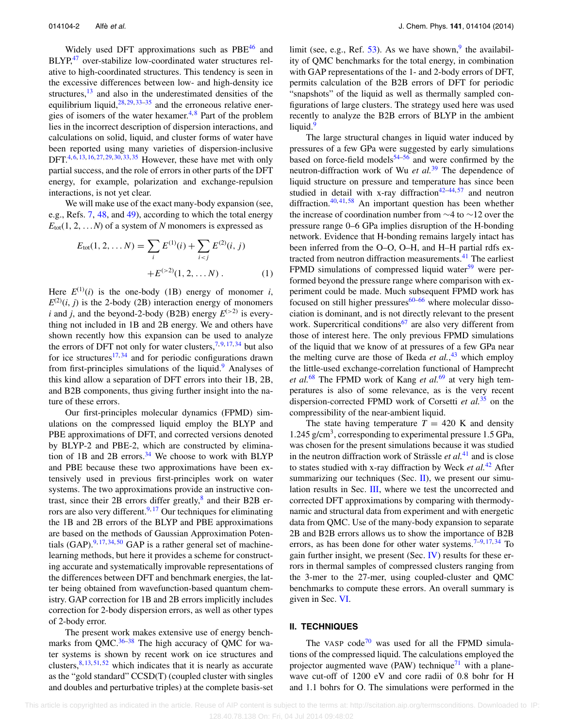Widely used DFT approximations such as PBE[46] and BLYP,[47] over-stabilize low-coordinated water structures relative to high-coordinated structures. This tendency is seen in the excessive differences between low- and high-density ice structures,[13] and also in the underestimated densities of the equilibrium liquid,[28,29,33–35] and the erroneous relative energies of isomers of the water hexamer.[4,8] Part of the problem lies in the incorrect description of dispersion interactions, and calculations on solid, liquid, and cluster forms of water have been reported using many varieties of dispersion-inclusive DFT.[4,6,13,16,27,29,30,33,35] However, these have met with only partial success, and the role of errors in other parts of the DFT energy, for example, polarization and exchange-repulsion interactions, is not yet clear.

We will make use of the exact many-body expansion (see, e.g., Refs. 7, 48, and 49), according to which the total energy $E_{\rm tot}(1, 2, \ldots N)$ of a system of $N$ monomers is expressed as

$$E_{\rm tot}(1, 2, \ldots N) = \sum_i E^{(1)}(i) + \sum_{i<j} E^{(2)}(i, j) + E^{(>2)}(1, 2, \ldots N) . \quad (1)$$

Here $E^{(1)}(i)$ is the one-body (1B) energy of monomer $i$, $E^{(2)}(i, j)$ is the 2-body (2B) interaction energy of monomers $i$ and $j$, and the beyond-2-body (B2B) energy $E^{(>2)}$ is everything not included in 1B and 2B energy. We and others have shown recently how this expansion can be used to analyze the errors of DFT not only for water clusters,[7,9,17,34] but also for ice structures[17,34] and for periodic configurations drawn from first-principles simulations of the liquid.[9] Analyses of this kind allow a separation of DFT errors into their 1B, 2B, and B2B components, thus giving further insight into the nature of these errors.

Our first-principles molecular dynamics (FPMD) simulations on the compressed liquid employ the BLYP and PBE approximations of DFT, and corrected versions denoted by BLYP-2 and PBE-2, which are constructed by elimination of 1B and 2B errors.[34] We choose to work with BLYP and PBE because these two approximations have been extensively used in previous first-principles work on water systems. The two approximations provide an instructive contrast, since their 2B errors differ greatly,[8] and their B2B errors are also very different.[9,17] Our techniques for eliminating the 1B and 2B errors of the BLYP and PBE approximations are based on the methods of Gaussian Approximation Potentials (GAP).[9,17,34,50] GAP is a rather general set of machine-learning methods, but here it provides a scheme for constructing accurate and systematically improvable representations of the differences between DFT and benchmark energies, the latter being obtained from wavefunction-based quantum chemistry. GAP correction for 1B and 2B errors implicitly includes correction for 2-body dispersion errors, as well as other types of 2-body error.

The present work makes extensive use of energy benchmarks from QMC.[36–38] The high accuracy of QMC for water systems is shown by recent work on ice structures and clusters,[8,13,51,52] which indicates that it is nearly as accurate as the "gold standard" CCSD(T) (coupled cluster with singles and doubles and perturbative triples) at the complete basis-set limit (see, e.g., Ref. 53). As we have shown,[9] the availability of QMC benchmarks for the total energy, in combination with GAP representations of the 1- and 2-body errors of DFT, permits calculation of the B2B errors of DFT for periodic "snapshots" of the liquid as well as thermally sampled configurations of large clusters. The strategy used here was used recently to analyze the B2B errors of BLYP in the ambient liquid.[9]

The large structural changes in liquid water induced by pressures of a few GPa were suggested by early simulations based on force-field models[54–56] and were confirmed by the neutron-diffraction work of Wu *et al.*[39] The dependence of liquid structure on pressure and temperature has since been studied in detail with x-ray diffraction[42–44,57] and neutron diffraction.[40,41,58] An important question has been whether the increase of coordination number from ∼4 to ∼12 over the pressure range 0–6 GPa implies disruption of the H-bonding network. Evidence that H-bonding remains largely intact has been inferred from the O–O, O–H, and H–H partial rdfs extracted from neutron diffraction measurements.[41] The earliest FPMD simulations of compressed liquid water[59] were performed beyond the pressure range where comparison with experiment could be made. Much subsequent FPMD work has focused on still higher pressures[60–66] where molecular dissociation is dominant, and is not directly relevant to the present work. Supercritical conditions[67] are also very different from those of interest here. The only previous FPMD simulations of the liquid that we know of at pressures of a few GPa near the melting curve are those of Ikeda *et al.*,[43] which employ the little-used exchange-correlation functional of Hamprecht *et al.*[68] The FPMD work of Kang *et al.*[69] at very high temperatures is also of some relevance, as is the very recent dispersion-corrected FPMD work of Corsetti *et al.*[35] on the compressibility of the near-ambient liquid.

The state having temperature $T = 420$ K and density 1.245 g/cm$^3$, corresponding to experimental pressure 1.5 GPa, was chosen for the present simulations because it was studied in the neutron diffraction work of Strässle *et al.*[41] and is close to states studied with x-ray diffraction by Weck *et al.*[42] After summarizing our techniques (Sec. II), we present our simulation results in Sec. III, where we test the uncorrected and corrected DFT approximations by comparing with thermodynamic and structural data from experiment and with energetic data from QMC. Use of the many-body expansion to separate 2B and B2B errors allows us to show the importance of B2B errors, as has been done for other water systems.[7–9,17,34] To gain further insight, we present (Sec. IV) results for these errors in thermal samples of compressed clusters ranging from the 3-mer to the 27-mer, using coupled-cluster and QMC benchmarks to compute these errors. An overall summary is given in Sec. VI.

## II. TECHNIQUES

The VASP code[70] was used for all the FPMD simulations of the compressed liquid. The calculations employed the projector augmented wave (PAW) technique[71] with a plane-wave cut-off of 1200 eV and core radii of 0.8 bohr for H and 1.1 bohrs for O. The simulations were performed in the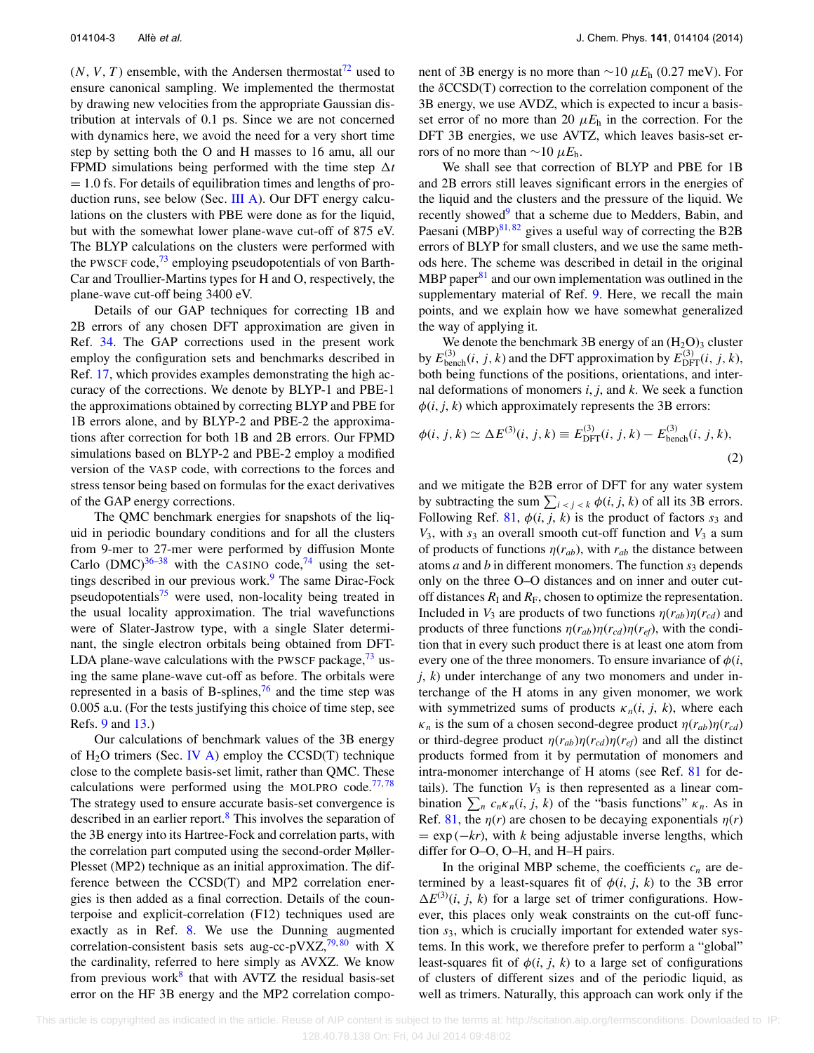($N$, $V$, $T$) ensemble, with the Andersen thermostat[72] used to ensure canonical sampling. We implemented the thermostat by drawing new velocities from the appropriate Gaussian distribution at intervals of 0.1 ps. Since we are not concerned with dynamics here, we avoid the need for a very short time step by setting both the O and H masses to 16 amu, all our FPMD simulations being performed with the time step $\Delta t = 1.0$ fs. For details of equilibration times and lengths of production runs, see below (Sec. III A). Our DFT energy calculations on the clusters with PBE were done as for the liquid, but with the somewhat lower plane-wave cut-off of 875 eV. The BLYP calculations on the clusters were performed with the PWSCF code,[73] employing pseudopotentials of von Barth-Car and Troullier-Martins types for H and O, respectively, the plane-wave cut-off being 3400 eV.

Details of our GAP techniques for correcting 1B and 2B errors of any chosen DFT approximation are given in Ref. 34. The GAP corrections used in the present work employ the configuration sets and benchmarks described in Ref. 17, which provides examples demonstrating the high accuracy of the corrections. We denote by BLYP-1 and PBE-1 the approximations obtained by correcting BLYP and PBE for 1B errors alone, and by BLYP-2 and PBE-2 the approximations after correction for both 1B and 2B errors. Our FPMD simulations based on BLYP-2 and PBE-2 employ a modified version of the VASP code, with corrections to the forces and stress tensor being based on formulas for the exact derivatives of the GAP energy corrections.

The QMC benchmark energies for snapshots of the liquid in periodic boundary conditions and for all the clusters from 9-mer to 27-mer were performed by diffusion Monte Carlo (DMC)[36–38] with the CASINO code,[74] using the settings described in our previous work.[9] The same Dirac-Fock pseudopotentials[75] were used, non-locality being treated in the usual locality approximation. The trial wavefunctions were of Slater-Jastrow type, with a single Slater determinant, the single electron orbitals being obtained from DFT-LDA plane-wave calculations with the PWSCF package,[73] using the same plane-wave cut-off as before. The orbitals were represented in a basis of B-splines,[76] and the time step was 0.005 a.u. (For the tests justifying this choice of time step, see Refs. 9 and 13.)

Our calculations of benchmark values of the 3B energy of $H_2O$ trimers (Sec. IV A) employ the CCSD(T) technique close to the complete basis-set limit, rather than QMC. These calculations were performed using the MOLPRO code.[77,78] The strategy used to ensure accurate basis-set convergence is described in an earlier report.[8] This involves the separation of the 3B energy into its Hartree-Fock and correlation parts, with the correlation part computed using the second-order Møller-Plesset (MP2) technique as an initial approximation. The difference between the CCSD(T) and MP2 correlation energies is then added as a final correction. Details of the counterpoise and explicit-correlation (F12) techniques used are exactly as in Ref. 8. We use the Dunning augmented correlation-consistent basis sets aug-cc-pVXZ,[79,80] with X the cardinality, referred to here simply as AVXZ. We know from previous work[8] that with AVTZ the residual basis-set error on the HF 3B energy and the MP2 correlation component of 3B energy is no more than $\sim$10 $\mu E_{\mathrm{h}}$ (0.27 meV). For the $\delta$CCSD(T) correction to the correlation component of the 3B energy, we use AVDZ, which is expected to incur a basis-set error of no more than 20 $\mu E_{\mathrm{h}}$ in the correction. For the DFT 3B energies, we use AVTZ, which leaves basis-set errors of no more than $\sim$10 $\mu E_{\mathrm{h}}$.

We shall see that correction of BLYP and PBE for 1B and 2B errors still leaves significant errors in the energies of the liquid and the clusters and the pressure of the liquid. We recently showed[9] that a scheme due to Medders, Babin, and Paesani (MBP)[81,82] gives a useful way of correcting the B2B errors of BLYP for small clusters, and we use the same methods here. The scheme was described in detail in the original MBP paper[81] and our own implementation was outlined in the supplementary material of Ref. 9. Here, we recall the main points, and we explain how we have somewhat generalized the way of applying it.

We denote the benchmark 3B energy of an $(H_2O)_3$ cluster by $E^{(3)}_{\mathrm{bench}}(i, j, k)$ and the DFT approximation by $E^{(3)}_{\mathrm{DFT}}(i, j, k)$, both being functions of the positions, orientations, and internal deformations of monomers $i$, $j$, and $k$. We seek a function $\phi(i, j, k)$ which approximately represents the 3B errors:

$$\phi(i, j, k) \simeq \Delta E^{(3)}(i, j, k) \equiv E^{(3)}_{\mathrm{DFT}}(i, j, k) - E^{(3)}_{\mathrm{bench}}(i, j, k), \tag{2}$$

and we mitigate the B2B error of DFT for any water system by subtracting the sum $\sum_{i<j<k} \phi(i, j, k)$ of all its 3B errors. Following Ref. 81, $\phi(i, j, k)$ is the product of factors $s_3$ and $V_3$, with $s_3$ an overall smooth cut-off function and $V_3$ a sum of products of functions $\eta(r_{ab})$, with $r_{ab}$ the distance between atoms $a$ and $b$ in different monomers. The function $s_3$ depends only on the three O–O distances and on inner and outer cut-off distances $R_{\mathrm{I}}$ and $R_{\mathrm{F}}$, chosen to optimize the representation. Included in $V_3$ are products of two functions $\eta(r_{ab})\eta(r_{cd})$ and products of three functions $\eta(r_{ab})\eta(r_{cd})\eta(r_{ef})$, with the condition that in every such product there is at least one atom from every one of the three monomers. To ensure invariance of $\phi(i, j, k)$ under interchange of any two monomers and under interchange of the H atoms in any given monomer, we work with symmetrized sums of products $\kappa_n(i, j, k)$, where each $\kappa_n$ is the sum of a chosen second-degree product $\eta(r_{ab})\eta(r_{cd})$ or third-degree product $\eta(r_{ab})\eta(r_{cd})\eta(r_{ef})$ and all the distinct products formed from it by permutation of monomers and intra-monomer interchange of H atoms (see Ref. 81 for details). The function $V_3$ is then represented as a linear combination $\sum_n c_n \kappa_n(i, j, k)$ of the "basis functions" $\kappa_n$. As in Ref. 81, the $\eta(r)$ are chosen to be decaying exponentials $\eta(r) = \exp(-kr)$, with $k$ being adjustable inverse lengths, which differ for O–O, O–H, and H–H pairs.

In the original MBP scheme, the coefficients $c_n$ are determined by a least-squares fit of $\phi(i, j, k)$ to the 3B error $\Delta E^{(3)}(i, j, k)$ for a large set of trimer configurations. However, this places only weak constraints on the cut-off function $s_3$, which is crucially important for extended water systems. In this work, we therefore prefer to perform a "global" least-squares fit of $\phi(i, j, k)$ to a large set of configurations of clusters of different sizes and of the periodic liquid, as well as trimers. Naturally, this approach can work only if the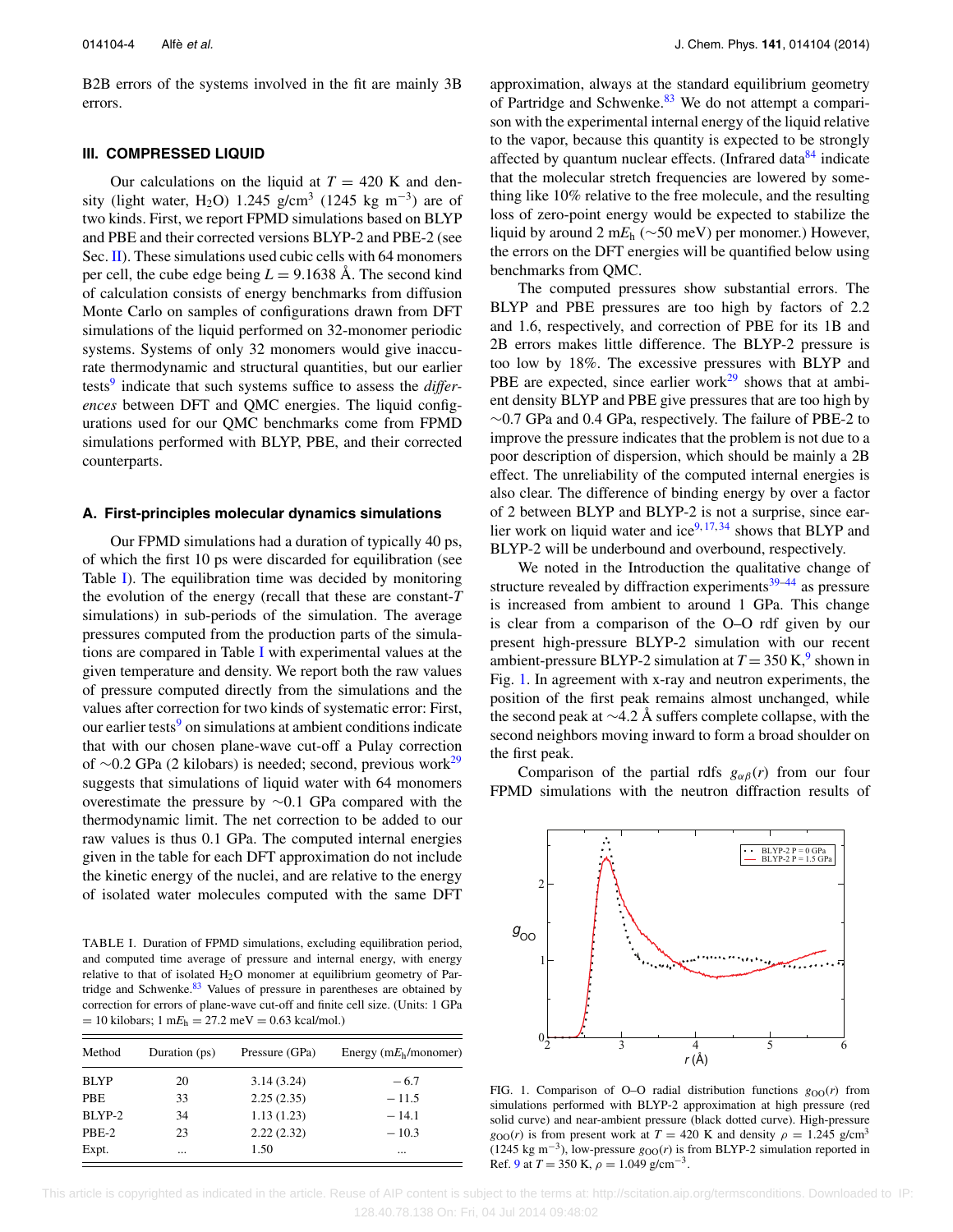B2B errors of the systems involved in the fit are mainly 3B errors.

## III. COMPRESSED LIQUID

Our calculations on the liquid at $T = 420$ K and density (light water, $H_2O$) 1.245 g/cm$^3$ (1245 kg m$^{-3}$) are of two kinds. First, we report FPMD simulations based on BLYP and PBE and their corrected versions BLYP-2 and PBE-2 (see Sec. II). These simulations used cubic cells with 64 monomers per cell, the cube edge being $L = 9.1638$ Å. The second kind of calculation consists of energy benchmarks from diffusion Monte Carlo on samples of configurations drawn from DFT simulations of the liquid performed on 32-monomer periodic systems. Systems of only 32 monomers would give inaccurate thermodynamic and structural quantities, but our earlier tests[9] indicate that such systems suffice to assess the *differences* between DFT and QMC energies. The liquid configurations used for our QMC benchmarks come from FPMD simulations performed with BLYP, PBE, and their corrected counterparts.

### A. First-principles molecular dynamics simulations

Our FPMD simulations had a duration of typically 40 ps, of which the first 10 ps were discarded for equilibration (see Table I). The equilibration time was decided by monitoring the evolution of the energy (recall that these are constant-$T$ simulations) in sub-periods of the simulation. The average pressures computed from the production parts of the simulations are compared in Table I with experimental values at the given temperature and density. We report both the raw values of pressure computed directly from the simulations and the values after correction for two kinds of systematic error: First, our earlier tests[9] on simulations at ambient conditions indicate that with our chosen plane-wave cut-off a Pulay correction of ~0.2 GPa (2 kilobars) is needed; second, previous work[29] suggests that simulations of liquid water with 64 monomers overestimate the pressure by ~0.1 GPa compared with the thermodynamic limit. The net correction to be added to our raw values is thus 0.1 GPa. The computed internal energies given in the table for each DFT approximation do not include the kinetic energy of the nuclei, and are relative to the energy of isolated water molecules computed with the same DFT

TABLE I. Duration of FPMD simulations, excluding equilibration period, and computed time average of pressure and internal energy, with energy relative to that of isolated $H_2O$ monomer at equilibrium geometry of Partridge and Schwenke.[83] Values of pressure in parentheses are obtained by correction for errors of plane-wave cut-off and finite cell size. (Units: 1 GPa = 10 kilobars; 1 m$E_h$ = 27.2 meV = 0.63 kcal/mol.)

| Method | Duration (ps) | Pressure (GPa) | Energy (m$E_h$/monomer) |
|---|---|---|---|
| BLYP | 20 | 3.14 (3.24) | − 6.7 |
| PBE | 33 | 2.25 (2.35) | − 11.5 |
| BLYP-2 | 34 | 1.13 (1.23) | − 14.1 |
| PBE-2 | 23 | 2.22 (2.32) | − 10.3 |
| Expt. | ... | 1.50 | ... |

approximation, always at the standard equilibrium geometry of Partridge and Schwenke.[83] We do not attempt a comparison with the experimental internal energy of the liquid relative to the vapor, because this quantity is expected to be strongly affected by quantum nuclear effects. (Infrared data[84] indicate that the molecular stretch frequencies are lowered by something like 10% relative to the free molecule, and the resulting loss of zero-point energy would be expected to stabilize the liquid by around 2 m$E_h$ (~50 meV) per monomer.) However, the errors on the DFT energies will be quantified below using benchmarks from QMC.

The computed pressures show substantial errors. The BLYP and PBE pressures are too high by factors of 2.2 and 1.6, respectively, and correction of PBE for its 1B and 2B errors makes little difference. The BLYP-2 pressure is too low by 18%. The excessive pressures with BLYP and PBE are expected, since earlier work[29] shows that at ambient density BLYP and PBE give pressures that are too high by ~0.7 GPa and 0.4 GPa, respectively. The failure of PBE-2 to improve the pressure indicates that the problem is not due to a poor description of dispersion, which should be mainly a 2B effect. The unreliability of the computed internal energies is also clear. The difference of binding energy by over a factor of 2 between BLYP and BLYP-2 is not a surprise, since earlier work on liquid water and ice[9,17,34] shows that BLYP and BLYP-2 will be underbound and overbound, respectively.

We noted in the Introduction the qualitative change of structure revealed by diffraction experiments[39–44] as pressure is increased from ambient to around 1 GPa. This change is clear from a comparison of the O–O rdf given by our present high-pressure BLYP-2 simulation with our recent ambient-pressure BLYP-2 simulation at $T = 350$ K,[9] shown in Fig. 1. In agreement with x-ray and neutron experiments, the position of the first peak remains almost unchanged, while the second peak at ~4.2 Å suffers complete collapse, with the second neighbors moving inward to form a broad shoulder on the first peak.

Comparison of the partial rdfs $g_{\alpha\beta}(r)$ from our four FPMD simulations with the neutron diffraction results of

FIG. 1. Comparison of O–O radial distribution functions $g_{OO}(r)$ from simulations performed with BLYP-2 approximation at high pressure (red solid curve) and near-ambient pressure (black dotted curve). High-pressure $g_{OO}(r)$ is from present work at $T = 420$ K and density $\rho = 1.245$ g/cm$^3$ (1245 kg m$^{-3}$), low-pressure $g_{OO}(r)$ is from BLYP-2 simulation reported in Ref. 9 at $T = 350$ K, $\rho = 1.049$ g/cm$^{-3}$.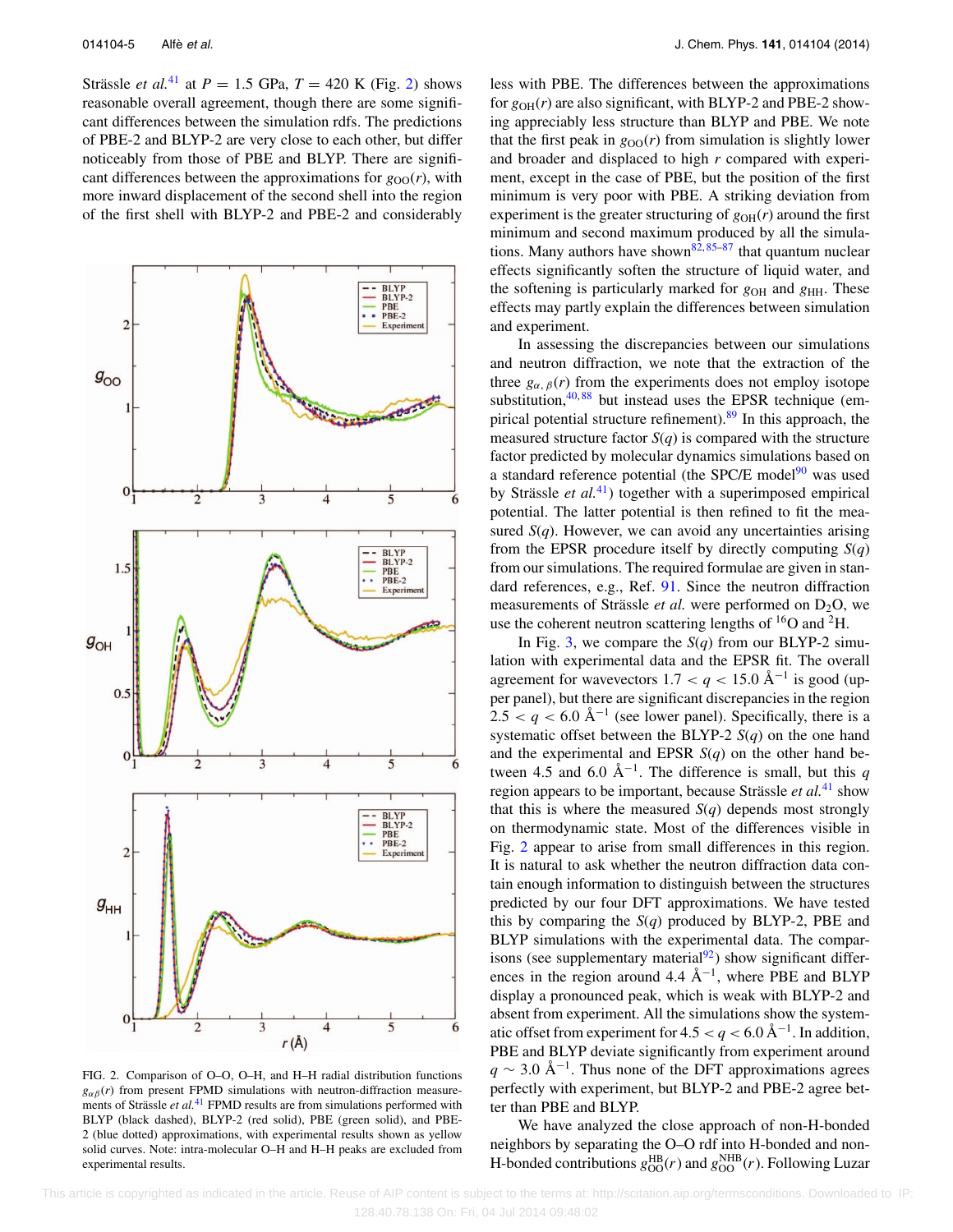Strässle *et al.*[41] at $P = 1.5$ GPa, $T = 420$ K (Fig. 2) shows reasonable overall agreement, though there are some significant differences between the simulation rdfs. The predictions of PBE-2 and BLYP-2 are very close to each other, but differ noticeably from those of PBE and BLYP. There are significant differences between the approximations for $g_{OO}(r)$, with more inward displacement of the second shell into the region of the first shell with BLYP-2 and PBE-2 and considerably less with PBE. The differences between the approximations for $g_{OH}(r)$ are also significant, with BLYP-2 and PBE-2 showing appreciably less structure than BLYP and PBE. We note that the first peak in $g_{OO}(r)$ from simulation is slightly lower and broader and displaced to high $r$ compared with experiment, except in the case of PBE, but the position of the first minimum is very poor with PBE. A striking deviation from experiment is the greater structuring of $g_{OH}(r)$ around the first minimum and second maximum produced by all the simulations. Many authors have shown[82,85–87] that quantum nuclear effects significantly soften the structure of liquid water, and the softening is particularly marked for $g_{OH}$ and $g_{HH}$. These effects may partly explain the differences between simulation and experiment.

FIG. 2. Comparison of O–O, O–H, and H–H radial distribution functions $g_{\alpha\beta}(r)$ from present FPMD simulations with neutron-diffraction measurements of Strässle *et al.*[41] FPMD results are from simulations performed with BLYP (black dashed), BLYP-2 (red solid), PBE (green solid), and PBE-2 (blue dotted) approximations, with experimental results shown as yellow solid curves. Note: intra-molecular O–H and H–H peaks are excluded from experimental results.

In assessing the discrepancies between our simulations and neutron diffraction, we note that the extraction of the three $g_{\alpha,\beta}(r)$ from the experiments does not employ isotope substitution,[40,88] but instead uses the EPSR technique (empirical potential structure refinement).[89] In this approach, the measured structure factor $S(q)$ is compared with the structure factor predicted by molecular dynamics simulations based on a standard reference potential (the SPC/E model[90] was used by Strässle *et al.*[41]) together with a superimposed empirical potential. The latter potential is then refined to fit the measured $S(q)$. However, we can avoid any uncertainties arising from the EPSR procedure itself by directly computing $S(q)$ from our simulations. The required formulae are given in standard references, e.g., Ref. 91. Since the neutron diffraction measurements of Strässle *et al.* were performed on $D_2O$, we use the coherent neutron scattering lengths of $^{16}$O and $^{2}$H.

In Fig. 3, we compare the $S(q)$ from our BLYP-2 simulation with experimental data and the EPSR fit. The overall agreement for wavevectors $1.7 < q < 15.0$ Å$^{-1}$ is good (upper panel), but there are significant discrepancies in the region $2.5 < q < 6.0$ Å$^{-1}$ (see lower panel). Specifically, there is a systematic offset between the BLYP-2 $S(q)$ on the one hand and the experimental and EPSR $S(q)$ on the other hand between 4.5 and 6.0 Å$^{-1}$. The difference is small, but this $q$ region appears to be important, because Strässle *et al.*[41] show that this is where the measured $S(q)$ depends most strongly on thermodynamic state. Most of the differences visible in Fig. 2 appear to arise from small differences in this region. It is natural to ask whether the neutron diffraction data contain enough information to distinguish between the structures predicted by our four DFT approximations. We have tested this by comparing the $S(q)$ produced by BLYP-2, PBE and BLYP simulations with the experimental data. The comparisons (see supplementary material[92]) show significant differences in the region around 4.4 Å$^{-1}$, where PBE and BLYP display a pronounced peak, which is weak with BLYP-2 and absent from experiment. All the simulations show the systematic offset from experiment for $4.5 < q < 6.0$ Å$^{-1}$. In addition, PBE and BLYP deviate significantly from experiment around $q \sim 3.0$ Å$^{-1}$. Thus none of the DFT approximations agrees perfectly with experiment, but BLYP-2 and PBE-2 agree better than PBE and BLYP.

We have analyzed the close approach of non-H-bonded neighbors by separating the O–O rdf into H-bonded and non-H-bonded contributions $g_{OO}^{HB}(r)$ and $g_{OO}^{NHB}(r)$. Following Luzar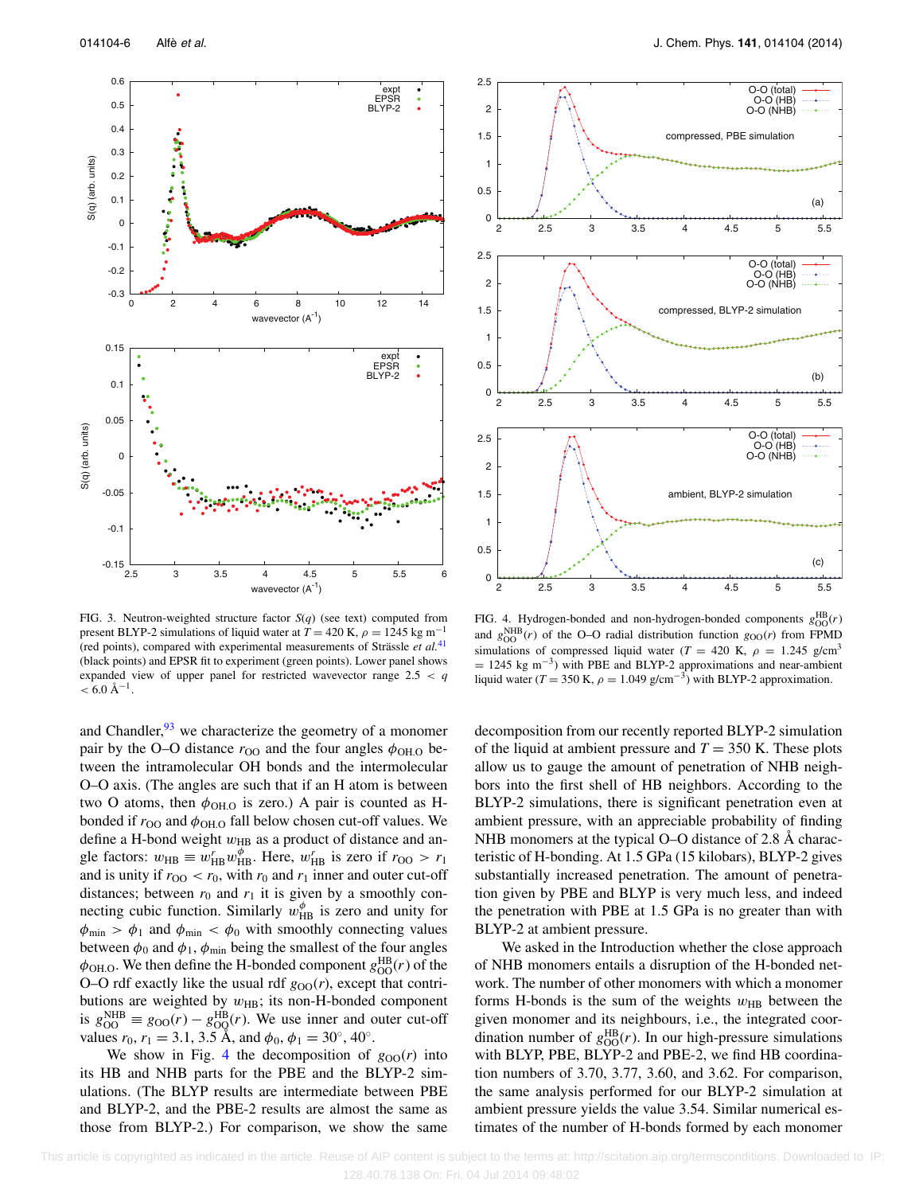FIG. 3. Neutron-weighted structure factor $S(q)$ (see text) computed from present BLYP-2 simulations of liquid water at $T = 420$ K, $\rho = 1245$ kg m$^{-1}$ (red points), compared with experimental measurements of Strässle *et al.*[41] (black points) and EPSR fit to experiment (green points). Lower panel shows expanded view of upper panel for restricted wavevector range $2.5 < q < 6.0$ Å$^{-1}$.

FIG. 4. Hydrogen-bonded and non-hydrogen-bonded components $g_{\mathrm{OO}}^{\mathrm{HB}}(r)$ and $g_{\mathrm{OO}}^{\mathrm{NHB}}(r)$ of the O–O radial distribution function $g_{\mathrm{OO}}(r)$ from FPMD simulations of compressed liquid water ($T = 420$ K, $\rho = 1.245$ g/cm$^3$ $= 1245$ kg m$^{-3}$) with PBE and BLYP-2 approximations and near-ambient liquid water ($T = 350$ K, $\rho = 1.049$ g/cm$^{-3}$) with BLYP-2 approximation.

and Chandler,[93] we characterize the geometry of a monomer pair by the O–O distance $r_{\mathrm{OO}}$ and the four angles $\phi_{\mathrm{OH.O}}$ between the intramolecular OH bonds and the intermolecular O–O axis. (The angles are such that if an H atom is between two O atoms, then $\phi_{\mathrm{OH.O}}$ is zero.) A pair is counted as H-bonded if $r_{\mathrm{OO}}$ and $\phi_{\mathrm{OH.O}}$ fall below chosen cut-off values. We define a H-bond weight $w_{\mathrm{HB}}$ as a product of distance and angle factors: $w_{\mathrm{HB}} \equiv w_{\mathrm{HB}}^{r} w_{\mathrm{HB}}^{\phi}$. Here, $w_{\mathrm{HB}}^{r}$ is zero if $r_{\mathrm{OO}} > r_1$ and is unity if $r_{\mathrm{OO}} < r_0$, with $r_0$ and $r_1$ inner and outer cut-off distances; between $r_0$ and $r_1$ it is given by a smoothly connecting cubic function. Similarly $w_{\mathrm{HB}}^{\phi}$ is zero and unity for $\phi_{\mathrm{min}} > \phi_1$ and $\phi_{\mathrm{min}} < \phi_0$ with smoothly connecting values between $\phi_0$ and $\phi_1$, $\phi_{\mathrm{min}}$ being the smallest of the four angles $\phi_{\mathrm{OH.O}}$. We then define the H-bonded component $g_{\mathrm{OO}}^{\mathrm{HB}}(r)$ of the O–O rdf exactly like the usual rdf $g_{\mathrm{OO}}(r)$, except that contributions are weighted by $w_{\mathrm{HB}}$; its non-H-bonded component is $g_{\mathrm{OO}}^{\mathrm{NHB}} \equiv g_{\mathrm{OO}}(r) - g_{\mathrm{OO}}^{\mathrm{HB}}(r)$. We use inner and outer cut-off values $r_0$, $r_1 = 3.1$, $3.5$ Å, and $\phi_0$, $\phi_1 = 30^\circ$, $40^\circ$.

We show in Fig. 4 the decomposition of $g_{\mathrm{OO}}(r)$ into its HB and NHB parts for the PBE and BLYP-2 simulations. (The BLYP results are intermediate between PBE and BLYP-2, and the PBE-2 results are almost the same as those from BLYP-2.) For comparison, we show the same decomposition from our recently reported BLYP-2 simulation of the liquid at ambient pressure and $T = 350$ K. These plots allow us to gauge the amount of penetration of NHB neighbors into the first shell of HB neighbors. According to the BLYP-2 simulations, there is significant penetration even at ambient pressure, with an appreciable probability of finding NHB monomers at the typical O–O distance of 2.8 Å characteristic of H-bonding. At 1.5 GPa (15 kilobars), BLYP-2 gives substantially increased penetration. The amount of penetration given by PBE and BLYP is very much less, and indeed the penetration with PBE at 1.5 GPa is no greater than with BLYP-2 at ambient pressure.

We asked in the Introduction whether the close approach of NHB monomers entails a disruption of the H-bonded network. The number of other monomers with which a monomer forms H-bonds is the sum of the weights $w_{\mathrm{HB}}$ between the given monomer and its neighbours, i.e., the integrated coordination number of $g_{\mathrm{OO}}^{\mathrm{HB}}(r)$. In our high-pressure simulations with BLYP, PBE, BLYP-2 and PBE-2, we find HB coordination numbers of 3.70, 3.77, 3.60, and 3.62. For comparison, the same analysis performed for our BLYP-2 simulation at ambient pressure yields the value 3.54. Similar numerical estimates of the number of H-bonds formed by each monomer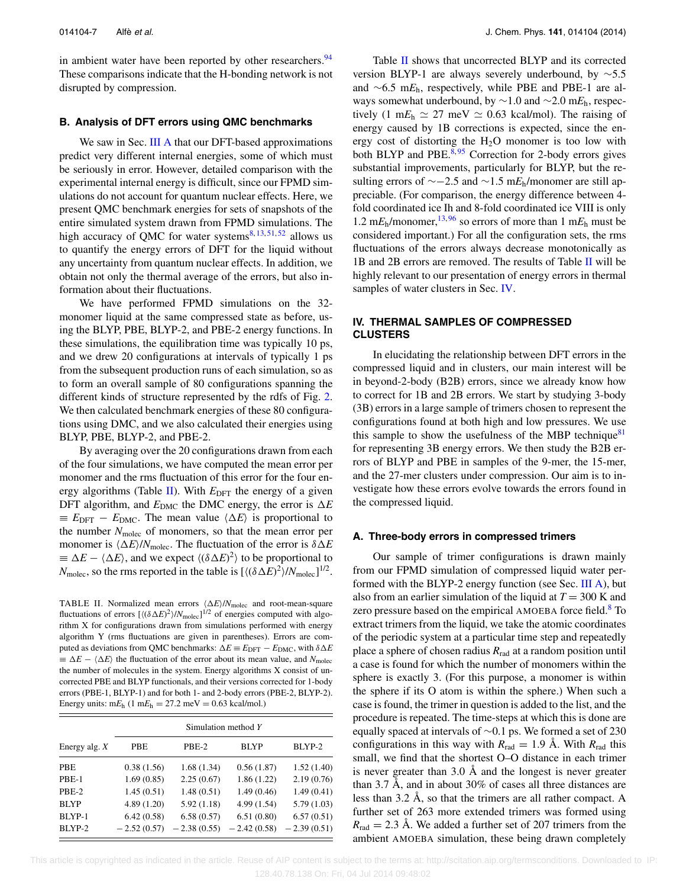in ambient water have been reported by other researchers.[94] These comparisons indicate that the H-bonding network is not disrupted by compression.

### B. Analysis of DFT errors using QMC benchmarks

We saw in Sec. III A that our DFT-based approximations predict very different internal energies, some of which must be seriously in error. However, detailed comparison with the experimental internal energy is difficult, since our FPMD simulations do not account for quantum nuclear effects. Here, we present QMC benchmark energies for sets of snapshots of the entire simulated system drawn from FPMD simulations. The high accuracy of QMC for water systems[8,13,51,52] allows us to quantify the energy errors of DFT for the liquid without any uncertainty from quantum nuclear effects. In addition, we obtain not only the thermal average of the errors, but also information about their fluctuations.

We have performed FPMD simulations on the 32-monomer liquid at the same compressed state as before, using the BLYP, PBE, BLYP-2, and PBE-2 energy functions. In these simulations, the equilibration time was typically 10 ps, and we drew 20 configurations at intervals of typically 1 ps from the subsequent production runs of each simulation, so as to form an overall sample of 80 configurations spanning the different kinds of structure represented by the rdfs of Fig. 2. We then calculated benchmark energies of these 80 configurations using DMC, and we also calculated their energies using BLYP, PBE, BLYP-2, and PBE-2.

By averaging over the 20 configurations drawn from each of the four simulations, we have computed the mean error per monomer and the rms fluctuation of this error for the four energy algorithms (Table II). With $E_{\rm DFT}$ the energy of a given DFT algorithm, and $E_{\rm DMC}$ the DMC energy, the error is $\Delta E \equiv E_{\rm DFT} - E_{\rm DMC}$. The mean value $\langle \Delta E \rangle$ is proportional to the number $N_{\rm molec}$ of monomers, so that the mean error per monomer is $\langle \Delta E \rangle / N_{\rm molec}$. The fluctuation of the error is $\delta \Delta E \equiv \Delta E - \langle \Delta E \rangle$, and we expect $\langle (\delta \Delta E)^2 \rangle$ to be proportional to $N_{\rm molec}$, so the rms reported in the table is $[\langle (\delta \Delta E)^2 \rangle / N_{\rm molec}]^{1/2}$.

TABLE II. Normalized mean errors $\langle \Delta E \rangle / N_{\rm molec}$ and root-mean-square fluctuations of errors $[\langle (\delta \Delta E)^2 \rangle / N_{\rm molec}]^{1/2}$ of energies computed with algorithm X for configurations drawn from simulations performed with energy algorithm Y (rms fluctuations are given in parentheses). Errors are computed as deviations from QMC benchmarks: $\Delta E \equiv E_{\rm DFT} - E_{\rm DMC}$, with $\delta \Delta E \equiv \Delta E - \langle \Delta E \rangle$ the fluctuation of the error about its mean value, and $N_{\rm molec}$ the number of molecules in the system. Energy algorithms X consist of uncorrected PBE and BLYP functionals, and their versions corrected for 1-body errors (PBE-1, BLYP-1) and for both 1- and 2-body errors (PBE-2, BLYP-2). Energy units: m$E_{\rm h}$ (1 m$E_{\rm h}$ = 27.2 meV = 0.63 kcal/mol.)

| Energy alg. $X$ | Simulation method $Y$ | | | |
|---|---|---|---|---|
| | PBE | PBE-2 | BLYP | BLYP-2 |
| PBE | 0.38 (1.56) | 1.68 (1.34) | 0.56 (1.87) | 1.52 (1.40) |
| PBE-1 | 1.69 (0.85) | 2.25 (0.67) | 1.86 (1.22) | 2.19 (0.76) |
| PBE-2 | 1.45 (0.51) | 1.48 (0.51) | 1.49 (0.46) | 1.49 (0.41) |
| BLYP | 4.89 (1.20) | 5.92 (1.18) | 4.99 (1.54) | 5.79 (1.03) |
| BLYP-1 | 6.42 (0.58) | 6.58 (0.57) | 6.51 (0.80) | 6.57 (0.51) |
| BLYP-2 | −2.52 (0.57) | −2.38 (0.55) | −2.42 (0.58) | −2.39 (0.51) |

Table II shows that uncorrected BLYP and its corrected version BLYP-1 are always severely underbound, by ∼5.5 and ∼6.5 m$E_{\rm h}$, respectively, while PBE and PBE-1 are always somewhat underbound, by ∼1.0 and ∼2.0 m$E_{\rm h}$, respectively (1 m$E_{\rm h}$ ≃ 27 meV ≃ 0.63 kcal/mol). The raising of energy caused by 1B corrections is expected, since the energy cost of distorting the $H_2O$ monomer is too low with both BLYP and PBE.[8,95] Correction for 2-body errors gives substantial improvements, particularly for BLYP, but the resulting errors of ∼−2.5 and ∼1.5 m$E_{\rm h}$/monomer are still appreciable. (For comparison, the energy difference between 4-fold coordinated ice Ih and 8-fold coordinated ice VIII is only 1.2 m$E_{\rm h}$/monomer,[13,96] so errors of more than 1 m$E_{\rm h}$ must be considered important.) For all the configuration sets, the rms fluctuations of the errors always decrease monotonically as 1B and 2B errors are removed. The results of Table II will be highly relevant to our presentation of energy errors in thermal samples of water clusters in Sec. IV.

## IV. THERMAL SAMPLES OF COMPRESSED CLUSTERS

In elucidating the relationship between DFT errors in the compressed liquid and in clusters, our main interest will be in beyond-2-body (B2B) errors, since we already know how to correct for 1B and 2B errors. We start by studying 3-body (3B) errors in a large sample of trimers chosen to represent the configurations found at both high and low pressures. We use this sample to show the usefulness of the MBP technique[81] for representing 3B energy errors. We then study the B2B errors of BLYP and PBE in samples of the 9-mer, the 15-mer, and the 27-mer clusters under compression. Our aim is to investigate how these errors evolve towards the errors found in the compressed liquid.

### A. Three-body errors in compressed trimers

Our sample of trimer configurations is drawn mainly from our FPMD simulation of compressed liquid water performed with the BLYP-2 energy function (see Sec. III A), but also from an earlier simulation of the liquid at $T = 300$ K and zero pressure based on the empirical AMOEBA force field.[8] To extract trimers from the liquid, we take the atomic coordinates of the periodic system at a particular time step and repeatedly place a sphere of chosen radius $R_{\rm rad}$ at a random position until a case is found for which the number of monomers within the sphere is exactly 3. (For this purpose, a monomer is within the sphere if its O atom is within the sphere.) When such a case is found, the trimer in question is added to the list, and the procedure is repeated. The time-steps at which this is done are equally spaced at intervals of ∼0.1 ps. We formed a set of 230 configurations in this way with $R_{\rm rad} = 1.9$ Å. With $R_{\rm rad}$ this small, we find that the shortest O–O distance in each trimer is never greater than 3.0 Å and the longest is never greater than 3.7 Å, and in about 30% of cases all three distances are less than 3.2 Å, so that the trimers are all rather compact. A further set of 263 more extended trimers was formed using $R_{\rm rad} = 2.3$ Å. We added a further set of 207 trimers from the ambient AMOEBA simulation, these being drawn completely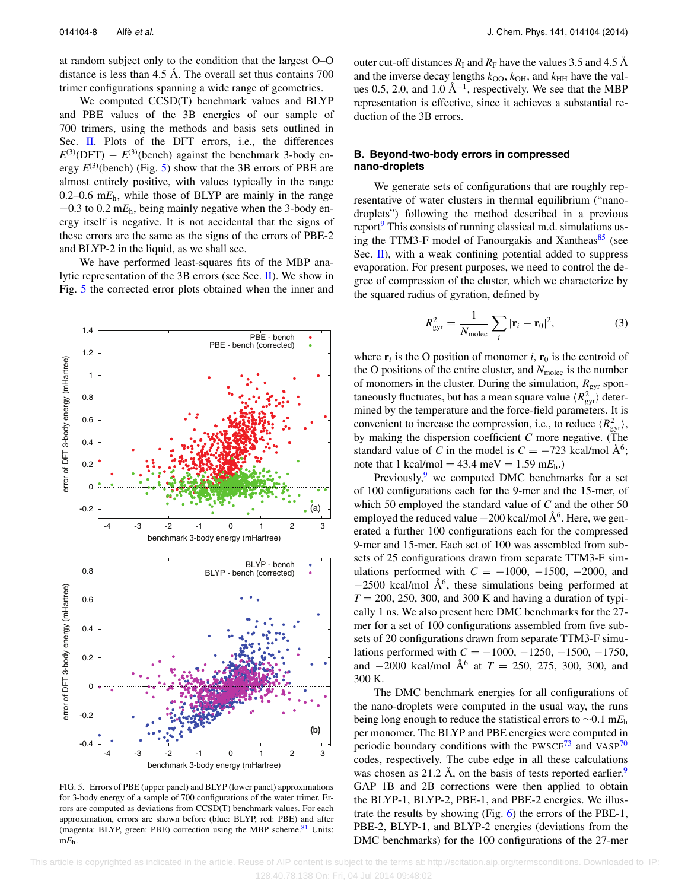at random subject only to the condition that the largest O–O distance is less than 4.5 Å. The overall set thus contains 700 trimer configurations spanning a wide range of geometries.

We computed CCSD(T) benchmark values and BLYP and PBE values of the 3B energies of our sample of 700 trimers, using the methods and basis sets outlined in Sec. II. Plots of the DFT errors, i.e., the differences $E^{(3)}(\mathrm{DFT}) - E^{(3)}(\mathrm{bench})$ against the benchmark 3-body energy $E^{(3)}(\mathrm{bench})$ (Fig. 5) show that the 3B errors of PBE are almost entirely positive, with values typically in the range 0.2–0.6 m$E_\mathrm{h}$, while those of BLYP are mainly in the range −0.3 to 0.2 m$E_\mathrm{h}$, being mainly negative when the 3-body energy itself is negative. It is not accidental that the signs of these errors are the same as the signs of the errors of PBE-2 and BLYP-2 in the liquid, as we shall see.

We have performed least-squares fits of the MBP analytic representation of the 3B errors (see Sec. II). We show in Fig. 5 the corrected error plots obtained when the inner and outer cut-off distances $R_\mathrm{I}$ and $R_\mathrm{F}$ have the values 3.5 and 4.5 Å and the inverse decay lengths $k_\mathrm{OO}$, $k_\mathrm{OH}$, and $k_\mathrm{HH}$ have the values 0.5, 2.0, and 1.0 Å$^{-1}$, respectively. We see that the MBP representation is effective, since it achieves a substantial reduction of the 3B errors.

FIG. 5. Errors of PBE (upper panel) and BLYP (lower panel) approximations for 3-body energy of a sample of 700 configurations of the water trimer. Errors are computed as deviations from CCSD(T) benchmark values. For each approximation, errors are shown before (blue: BLYP, red: PBE) and after (magenta: BLYP, green: PBE) correction using the MBP scheme.[81] Units: m$E_\mathrm{h}$.

### B. Beyond-two-body errors in compressed nano-droplets

We generate sets of configurations that are roughly representative of water clusters in thermal equilibrium ("nano-droplets") following the method described in a previous report[9] This consists of running classical m.d. simulations using the TTM3-F model of Fanourgakis and Xantheas[85] (see Sec. II), with a weak confining potential added to suppress evaporation. For present purposes, we need to control the degree of compression of the cluster, which we characterize by the squared radius of gyration, defined by

$$R_\mathrm{gyr}^2 = \frac{1}{N_\mathrm{molec}} \sum_i |\mathbf{r}_i - \mathbf{r}_0|^2, \tag{3}$$

where $\mathbf{r}_i$ is the O position of monomer $i$, $\mathbf{r}_0$ is the centroid of the O positions of the entire cluster, and $N_\mathrm{molec}$ is the number of monomers in the cluster. During the simulation, $R_\mathrm{gyr}$ spontaneously fluctuates, but has a mean square value $\langle R_\mathrm{gyr}^2 \rangle$ determined by the temperature and the force-field parameters. It is convenient to increase the compression, i.e., to reduce $\langle R_\mathrm{gyr}^2 \rangle$, by making the dispersion coefficient $C$ more negative. (The standard value of $C$ in the model is $C = -723$ kcal/mol Å$^6$; note that 1 kcal/mol = 43.4 meV = 1.59 m$E_\mathrm{h}$.)

Previously,[9] we computed DMC benchmarks for a set of 100 configurations each for the 9-mer and the 15-mer, of which 50 employed the standard value of $C$ and the other 50 employed the reduced value −200 kcal/mol Å$^6$. Here, we generated a further 100 configurations each for the compressed 9-mer and 15-mer. Each set of 100 was assembled from subsets of 25 configurations drawn from separate TTM3-F simulations performed with $C = -1000$, −1500, −2000, and −2500 kcal/mol Å$^6$, these simulations being performed at $T = 200$, 250, 300, and 300 K and having a duration of typically 1 ns. We also present here DMC benchmarks for the 27-mer for a set of 100 configurations assembled from five subsets of 20 configurations drawn from separate TTM3-F simulations performed with $C = -1000$, −1250, −1500, −1750, and −2000 kcal/mol Å$^6$ at $T = 250$, 275, 300, 300, and 300 K.

The DMC benchmark energies for all configurations of the nano-droplets were computed in the usual way, the runs being long enough to reduce the statistical errors to ∼0.1 m$E_\mathrm{h}$ per monomer. The BLYP and PBE energies were computed in periodic boundary conditions with the PWSCF[73] and VASP[70] codes, respectively. The cube edge in all these calculations was chosen as 21.2 Å, on the basis of tests reported earlier.[9] GAP 1B and 2B corrections were then applied to obtain the BLYP-1, BLYP-2, PBE-1, and PBE-2 energies. We illustrate the results by showing (Fig. 6) the errors of the PBE-1, PBE-2, BLYP-1, and BLYP-2 energies (deviations from the DMC benchmarks) for the 100 configurations of the 27-mer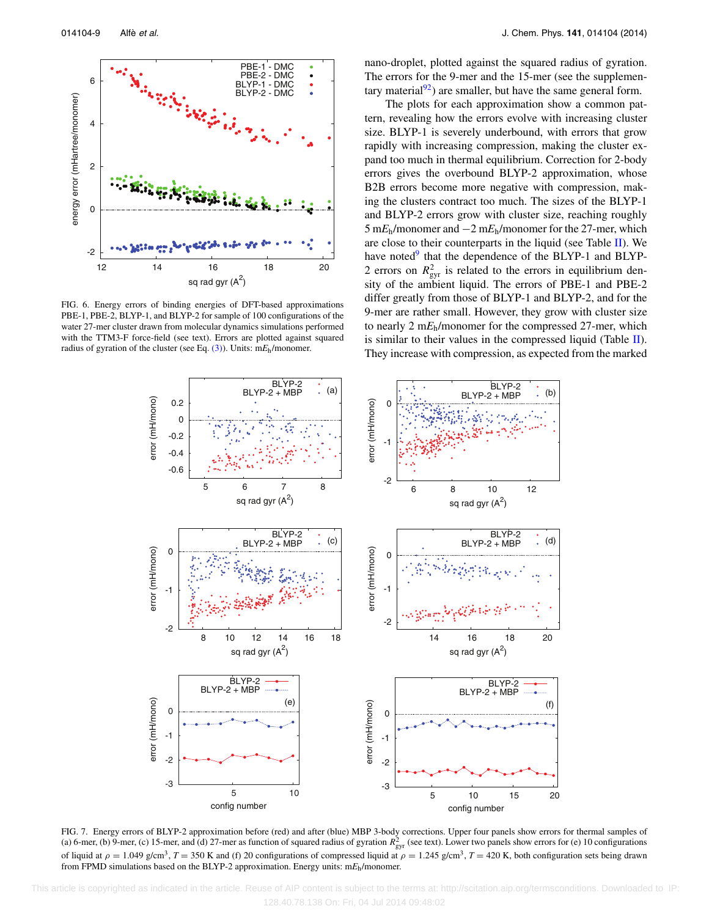FIG. 6. Energy errors of binding energies of DFT-based approximations PBE-1, PBE-2, BLYP-1, and BLYP-2 for sample of 100 configurations of the water 27-mer cluster drawn from molecular dynamics simulations performed with the TTM3-F force-field (see text). Errors are plotted against squared radius of gyration of the cluster (see Eq. (3)). Units: m$E_h$/monomer.

nano-droplet, plotted against the squared radius of gyration. The errors for the 9-mer and the 15-mer (see the supplementary material[92]) are smaller, but have the same general form.

The plots for each approximation show a common pattern, revealing how the errors evolve with increasing cluster size. BLYP-1 is severely underbound, with errors that grow rapidly with increasing compression, making the cluster expand too much in thermal equilibrium. Correction for 2-body errors gives the overbound BLYP-2 approximation, whose B2B errors become more negative with compression, making the clusters contract too much. The sizes of the BLYP-1 and BLYP-2 errors grow with cluster size, reaching roughly 5 m$E_h$/monomer and −2 m$E_h$/monomer for the 27-mer, which are close to their counterparts in the liquid (see Table II). We have noted[9] that the dependence of the BLYP-1 and BLYP-2 errors on $R^2_{\rm gyr}$ is related to the errors in equilibrium density of the ambient liquid. The errors of PBE-1 and PBE-2 differ greatly from those of BLYP-1 and BLYP-2, and for the 9-mer are rather small. However, they grow with cluster size to nearly 2 m$E_h$/monomer for the compressed 27-mer, which is similar to their values in the compressed liquid (Table II). They increase with compression, as expected from the marked

FIG. 7. Energy errors of BLYP-2 approximation before (red) and after (blue) MBP 3-body corrections. Upper four panels show errors for thermal samples of (a) 6-mer, (b) 9-mer, (c) 15-mer, and (d) 27-mer as function of squared radius of gyration $R^2_{\rm gyr}$ (see text). Lower two panels show errors for (e) 10 configurations of liquid at $\rho = 1.049$ g/cm$^3$, $T = 350$ K and (f) 20 configurations of compressed liquid at $\rho = 1.245$ g/cm$^3$, $T = 420$ K, both configuration sets being drawn from FPMD simulations based on the BLYP-2 approximation. Energy units: m$E_h$/monomer.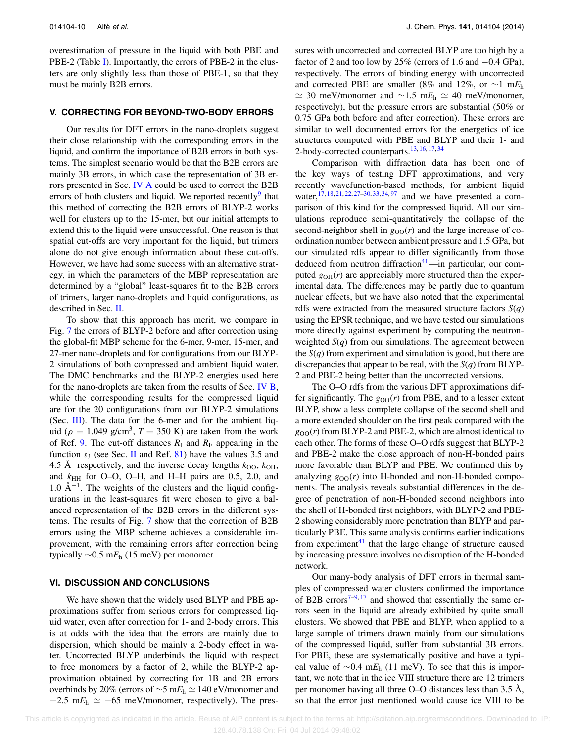overestimation of pressure in the liquid with both PBE and PBE-2 (Table I). Importantly, the errors of PBE-2 in the clusters are only slightly less than those of PBE-1, so that they must be mainly B2B errors.

## V. CORRECTING FOR BEYOND-TWO-BODY ERRORS

Our results for DFT errors in the nano-droplets suggest their close relationship with the corresponding errors in the liquid, and confirm the importance of B2B errors in both systems. The simplest scenario would be that the B2B errors are mainly 3B errors, in which case the representation of 3B errors presented in Sec. IV A could be used to correct the B2B errors of both clusters and liquid. We reported recently[9] that this method of correcting the B2B errors of BLYP-2 works well for clusters up to the 15-mer, but our initial attempts to extend this to the liquid were unsuccessful. One reason is that spatial cut-offs are very important for the liquid, but trimers alone do not give enough information about these cut-offs. However, we have had some success with an alternative strategy, in which the parameters of the MBP representation are determined by a "global" least-squares fit to the B2B errors of trimers, larger nano-droplets and liquid configurations, as described in Sec. II.

To show that this approach has merit, we compare in Fig. 7 the errors of BLYP-2 before and after correction using the global-fit MBP scheme for the 6-mer, 9-mer, 15-mer, and 27-mer nano-droplets and for configurations from our BLYP-2 simulations of both compressed and ambient liquid water. The DMC benchmarks and the BLYP-2 energies used here for the nano-droplets are taken from the results of Sec. IV B, while the corresponding results for the compressed liquid are for the 20 configurations from our BLYP-2 simulations (Sec. III). The data for the 6-mer and for the ambient liquid ($\rho = 1.049$ g/cm$^3$, $T = 350$ K) are taken from the work of Ref. 9. The cut-off distances $R_{\rm I}$ and $R_{\rm F}$ appearing in the function $s_3$ (see Sec. II and Ref. 81) have the values 3.5 and 4.5 Å respectively, and the inverse decay lengths $k_{\rm OO}$, $k_{\rm OH}$, and $k_{\rm HH}$ for O–O, O–H, and H–H pairs are 0.5, 2.0, and 1.0 Å$^{-1}$. The weights of the clusters and the liquid configurations in the least-squares fit were chosen to give a balanced representation of the B2B errors in the different systems. The results of Fig. 7 show that the correction of B2B errors using the MBP scheme achieves a considerable improvement, with the remaining errors after correction being typically $\sim$0.5 m$E_{\rm h}$ (15 meV) per monomer.

## VI. DISCUSSION AND CONCLUSIONS

We have shown that the widely used BLYP and PBE approximations suffer from serious errors for compressed liquid water, even after correction for 1- and 2-body errors. This is at odds with the idea that the errors are mainly due to dispersion, which should be mainly a 2-body effect in water. Uncorrected BLYP underbinds the liquid with respect to free monomers by a factor of 2, while the BLYP-2 approximation obtained by correcting for 1B and 2B errors overbinds by 20% (errors of $\sim$5 m$E_{\rm h} \simeq 140$ eV/monomer and $-2.5$ m$E_{\rm h} \simeq -65$ meV/monomer, respectively). The pressures with uncorrected and corrected BLYP are too high by a factor of 2 and too low by 25% (errors of 1.6 and $-0.4$ GPa), respectively. The errors of binding energy with uncorrected and corrected PBE are smaller (8% and 12%, or $\sim$1 m$E_{\rm h}$ $\simeq$ 30 meV/monomer and $\sim$1.5 m$E_{\rm h} \simeq$ 40 meV/monomer, respectively), but the pressure errors are substantial (50% or 0.75 GPa both before and after correction). These errors are similar to well documented errors for the energetics of ice structures computed with PBE and BLYP and their 1- and 2-body-corrected counterparts.[13,16,17,34]

Comparison with diffraction data has been one of the key ways of testing DFT approximations, and very recently wavefunction-based methods, for ambient liquid water,[17,18,21,22,27–30,33,34,97] and we have presented a comparison of this kind for the compressed liquid. All our simulations reproduce semi-quantitatively the collapse of the second-neighbor shell in $g_{\rm OO}(r)$ and the large increase of coordination number between ambient pressure and 1.5 GPa, but our simulated rdfs appear to differ significantly from those deduced from neutron diffraction[41]—in particular, our computed $g_{\rm OH}(r)$ are appreciably more structured than the experimental data. The differences may be partly due to quantum nuclear effects, but we have also noted that the experimental rdfs were extracted from the measured structure factors $S(q)$ using the EPSR technique, and we have tested our simulations more directly against experiment by computing the neutron-weighted $S(q)$ from our simulations. The agreement between the $S(q)$ from experiment and simulation is good, but there are discrepancies that appear to be real, with the $S(q)$ from BLYP-2 and PBE-2 being better than the uncorrected versions.

The O–O rdfs from the various DFT approximations differ significantly. The $g_{\rm OO}(r)$ from PBE, and to a lesser extent BLYP, show a less complete collapse of the second shell and a more extended shoulder on the first peak compared with the $g_{\rm OO}(r)$ from BLYP-2 and PBE-2, which are almost identical to each other. The forms of these O–O rdfs suggest that BLYP-2 and PBE-2 make the close approach of non-H-bonded pairs more favorable than BLYP and PBE. We confirmed this by analyzing $g_{\rm OO}(r)$ into H-bonded and non-H-bonded components. The analysis reveals substantial differences in the degree of penetration of non-H-bonded second neighbors into the shell of H-bonded first neighbors, with BLYP-2 and PBE-2 showing considerably more penetration than BLYP and particularly PBE. This same analysis confirms earlier indications from experiment[41] that the large change of structure caused by increasing pressure involves no disruption of the H-bonded network.

Our many-body analysis of DFT errors in thermal samples of compressed water clusters confirmed the importance of B2B errors[7–9,17] and showed that essentially the same errors seen in the liquid are already exhibited by quite small clusters. We showed that PBE and BLYP, when applied to a large sample of trimers drawn mainly from our simulations of the compressed liquid, suffer from substantial 3B errors. For PBE, these are systematically positive and have a typical value of $\sim$0.4 m$E_{\rm h}$ (11 meV). To see that this is important, we note that in the ice VIII structure there are 12 trimers per monomer having all three O–O distances less than 3.5 Å, so that the error just mentioned would cause ice VIII to be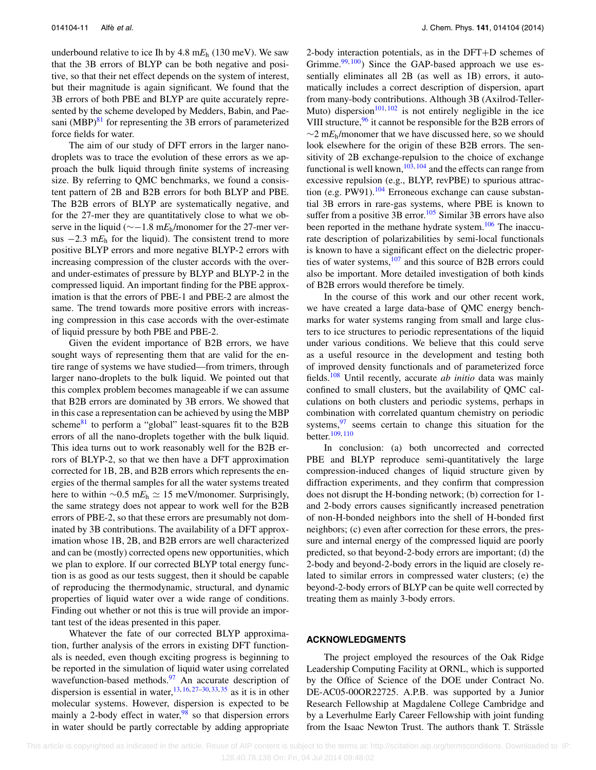underbound relative to ice Ih by 4.8 m$E_h$ (130 meV). We saw that the 3B errors of BLYP can be both negative and positive, so that their net effect depends on the system of interest, but their magnitude is again significant. We found that the 3B errors of both PBE and BLYP are quite accurately represented by the scheme developed by Medders, Babin, and Paesani (MBP)[81] for representing the 3B errors of parameterized force fields for water.

The aim of our study of DFT errors in the larger nanodroplets was to trace the evolution of these errors as we approach the bulk liquid through finite systems of increasing size. By referring to QMC benchmarks, we found a consistent pattern of 2B and B2B errors for both BLYP and PBE. The B2B errors of BLYP are systematically negative, and for the 27-mer they are quantitatively close to what we observe in the liquid ($\sim -1.8$ m$E_h$/monomer for the 27-mer versus $-2.3$ m$E_h$ for the liquid). The consistent trend to more positive BLYP errors and more negative BLYP-2 errors with increasing compression of the cluster accords with the over- and under-estimates of pressure by BLYP and BLYP-2 in the compressed liquid. An important finding for the PBE approximation is that the errors of PBE-1 and PBE-2 are almost the same. The trend towards more positive errors with increasing compression in this case accords with the over-estimate of liquid pressure by both PBE and PBE-2.

Given the evident importance of B2B errors, we have sought ways of representing them that are valid for the entire range of systems we have studied—from trimers, through larger nano-droplets to the bulk liquid. We pointed out that this complex problem becomes manageable if we can assume that B2B errors are dominated by 3B errors. We showed that in this case a representation can be achieved by using the MBP scheme[81] to perform a "global" least-squares fit to the B2B errors of all the nano-droplets together with the bulk liquid. This idea turns out to work reasonably well for the B2B errors of BLYP-2, so that we then have a DFT approximation corrected for 1B, 2B, and B2B errors which represents the energies of the thermal samples for all the water systems treated here to within $\sim 0.5$ m$E_h \simeq 15$ meV/monomer. Surprisingly, the same strategy does not appear to work well for the B2B errors of PBE-2, so that these errors are presumably not dominated by 3B contributions. The availability of a DFT approximation whose 1B, 2B, and B2B errors are well characterized and can be (mostly) corrected opens new opportunities, which we plan to explore. If our corrected BLYP total energy function is as good as our tests suggest, then it should be capable of reproducing the thermodynamic, structural, and dynamic properties of liquid water over a wide range of conditions. Finding out whether or not this is true will provide an important test of the ideas presented in this paper.

Whatever the fate of our corrected BLYP approximation, further analysis of the errors in existing DFT functionals is needed, even though exciting progress is beginning to be reported in the simulation of liquid water using correlated wavefunction-based methods.[97] An accurate description of dispersion is essential in water,[13,16,27–30,33,35] as it is in other molecular systems. However, dispersion is expected to be mainly a 2-body effect in water,[98] so that dispersion errors in water should be partly correctable by adding appropriate 2-body interaction potentials, as in the DFT+D schemes of Grimme.[99,100]) Since the GAP-based approach we use essentially eliminates all 2B (as well as 1B) errors, it automatically includes a correct description of dispersion, apart from many-body contributions. Although 3B (Axilrod-Teller-Muto) dispersion[101,102] is not entirely negligible in the ice VIII structure,[96] it cannot be responsible for the B2B errors of $\sim 2$ m$E_h$/monomer that we have discussed here, so we should look elsewhere for the origin of these B2B errors. The sensitivity of 2B exchange-repulsion to the choice of exchange functional is well known,[103,104] and the effects can range from excessive repulsion (e.g., BLYP, revPBE) to spurious attraction (e.g. PW91).[104] Erroneous exchange can cause substantial 3B errors in rare-gas systems, where PBE is known to suffer from a positive 3B error.[105] Similar 3B errors have also been reported in the methane hydrate system.[106] The inaccurate description of polarizabilities by semi-local functionals is known to have a significant effect on the dielectric properties of water systems,[107] and this source of B2B errors could also be important. More detailed investigation of both kinds of B2B errors would therefore be timely.

In the course of this work and our other recent work, we have created a large data-base of QMC energy benchmarks for water systems ranging from small and large clusters to ice structures to periodic representations of the liquid under various conditions. We believe that this could serve as a useful resource in the development and testing both of improved density functionals and of parameterized force fields.[108] Until recently, accurate *ab initio* data was mainly confined to small clusters, but the availability of QMC calculations on both clusters and periodic systems, perhaps in combination with correlated quantum chemistry on periodic systems,[97] seems certain to change this situation for the better.[109,110]

In conclusion: (a) both uncorrected and corrected PBE and BLYP reproduce semi-quantitatively the large compression-induced changes of liquid structure given by diffraction experiments, and they confirm that compression does not disrupt the H-bonding network; (b) correction for 1- and 2-body errors causes significantly increased penetration of non-H-bonded neighbors into the shell of H-bonded first neighbors; (c) even after correction for these errors, the pressure and internal energy of the compressed liquid are poorly predicted, so that beyond-2-body errors are important; (d) the 2-body and beyond-2-body errors in the liquid are closely related to similar errors in compressed water clusters; (e) the beyond-2-body errors of BLYP can be quite well corrected by treating them as mainly 3-body errors.

## ACKNOWLEDGMENTS

The project employed the resources of the Oak Ridge Leadership Computing Facility at ORNL, which is supported by the Office of Science of the DOE under Contract No. DE-AC05-00OR22725. A.P.B. was supported by a Junior Research Fellowship at Magdalene College Cambridge and by a Leverhulme Early Career Fellowship with joint funding from the Isaac Newton Trust. The authors thank T. Strässle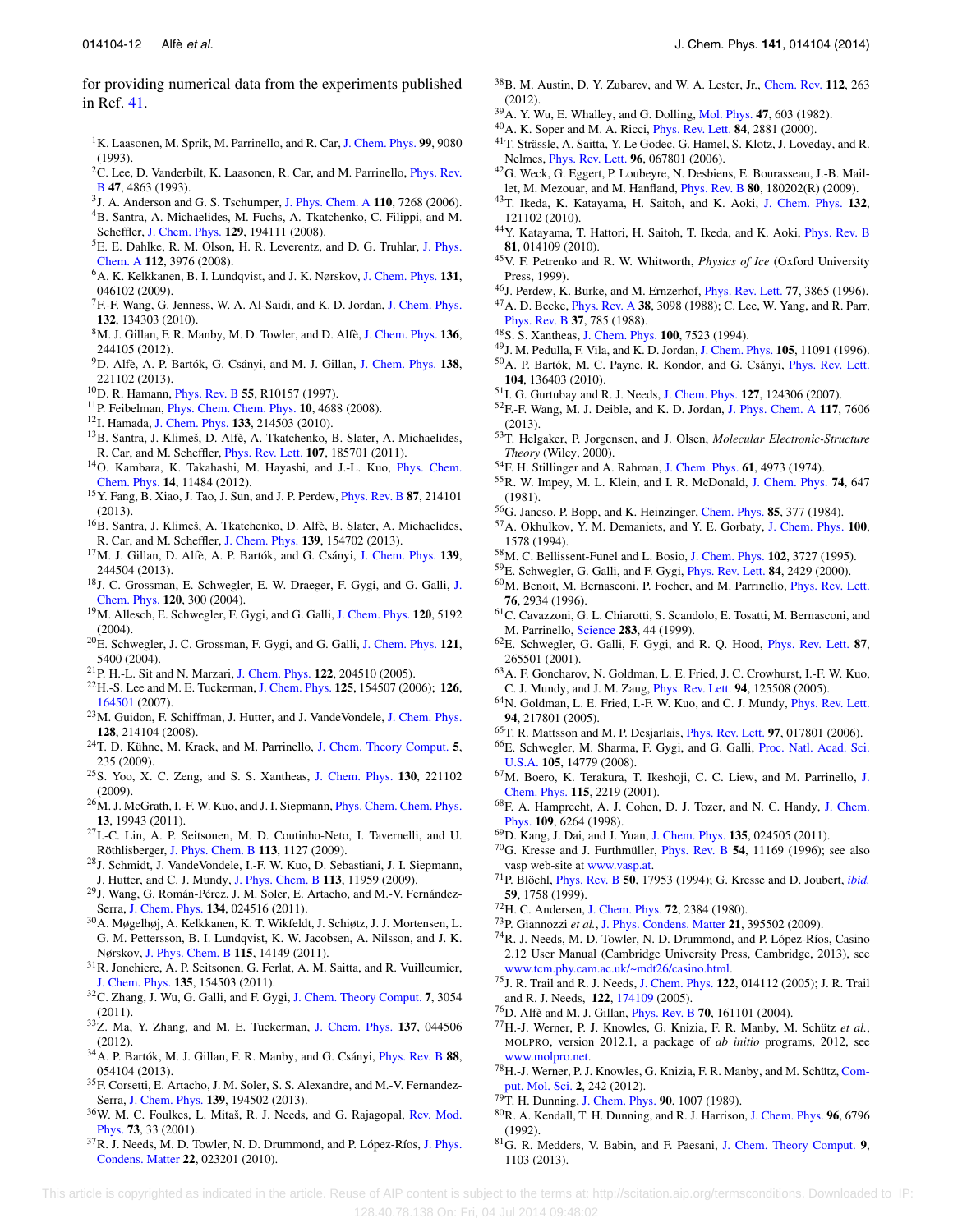for providing numerical data from the experiments published in Ref. 41.

[1] K. Laasonen, M. Sprik, M. Parrinello, and R. Car, J. Chem. Phys. **99**, 9080 (1993).

[2] C. Lee, D. Vanderbilt, K. Laasonen, R. Car, and M. Parrinello, Phys. Rev. B **47**, 4863 (1993).

[3] J. A. Anderson and G. S. Tschumper, J. Phys. Chem. A **110**, 7268 (2006).

[4] B. Santra, A. Michaelides, M. Fuchs, A. Tkatchenko, C. Filippi, and M. Scheffler, J. Chem. Phys. **129**, 194111 (2008).

[5] E. E. Dahlke, R. M. Olson, H. R. Leverentz, and D. G. Truhlar, J. Phys. Chem. A **112**, 3976 (2008).

[6] A. K. Kelkkanen, B. I. Lundqvist, and J. K. Nørskov, J. Chem. Phys. **131**, 046102 (2009).

[7] F.-F. Wang, G. Jenness, W. A. Al-Saidi, and K. D. Jordan, J. Chem. Phys. **132**, 134303 (2010).

[8] M. J. Gillan, F. R. Manby, M. D. Towler, and D. Alfè, J. Chem. Phys. **136**, 244105 (2012).

[9] D. Alfè, A. P. Bartók, G. Csányi, and M. J. Gillan, J. Chem. Phys. **138**, 221102 (2013).

[10] D. R. Hamann, Phys. Rev. B **55**, R10157 (1997).

[11] P. Feibelman, Phys. Chem. Chem. Phys. **10**, 4688 (2008).

[12] I. Hamada, J. Chem. Phys. **133**, 214503 (2010).

[13] B. Santra, J. Klimeš, D. Alfè, A. Tkatchenko, B. Slater, A. Michaelides, R. Car, and M. Scheffler, Phys. Rev. Lett. **107**, 185701 (2011).

[14] O. Kambara, K. Takahashi, M. Hayashi, and J.-L. Kuo, Phys. Chem. Chem. Phys. **14**, 11484 (2012).

[15] Y. Fang, B. Xiao, J. Tao, J. Sun, and J. P. Perdew, Phys. Rev. B **87**, 214101 (2013).

[16] B. Santra, J. Klimeš, A. Tkatchenko, D. Alfè, B. Slater, A. Michaelides, R. Car, and M. Scheffler, J. Chem. Phys. **139**, 154702 (2013).

[17] M. J. Gillan, D. Alfè, A. P. Bartók, and G. Csányi, J. Chem. Phys. **139**, 244504 (2013).

[18] J. C. Grossman, E. Schwegler, E. W. Draeger, F. Gygi, and G. Galli, J. Chem. Phys. **120**, 300 (2004).

[19] M. Allesch, E. Schwegler, F. Gygi, and G. Galli, J. Chem. Phys. **120**, 5192 (2004).

[20] E. Schwegler, J. C. Grossman, F. Gygi, and G. Galli, J. Chem. Phys. **121**, 5400 (2004).

[21] P. H.-L. Sit and N. Marzari, J. Chem. Phys. **122**, 204510 (2005).

[22] H.-S. Lee and M. E. Tuckerman, J. Chem. Phys. **125**, 154507 (2006); **126**, 164501 (2007).

[23] M. Guidon, F. Schiffman, J. Hutter, and J. VandeVondele, J. Chem. Phys. **128**, 214104 (2008).

[24] T. D. Kühne, M. Krack, and M. Parrinello, J. Chem. Theory Comput. **5**, 235 (2009).

[25] S. Yoo, X. C. Zeng, and S. S. Xantheas, J. Chem. Phys. **130**, 221102 (2009).

[26] M. J. McGrath, I.-F. W. Kuo, and J. I. Siepmann, Phys. Chem. Chem. Phys. **13**, 19943 (2011).

[27] I.-C. Lin, A. P. Seitsonen, M. D. Coutinho-Neto, I. Tavernelli, and U. Röthlisberger, J. Phys. Chem. B **113**, 1127 (2009).

[28] J. Schmidt, J. VandeVondele, I.-F. W. Kuo, D. Sebastiani, J. I. Siepmann, J. Hutter, and C. J. Mundy, J. Phys. Chem. B **113**, 11959 (2009).

[29] J. Wang, G. Román-Pérez, J. M. Soler, E. Artacho, and M.-V. Fernández-Serra, J. Chem. Phys. **134**, 024516 (2011).

[30] A. Møgelhøj, A. Kelkkanen, K. T. Wikfeldt, J. Schiøtz, J. J. Mortensen, L. G. M. Pettersson, B. I. Lundqvist, K. W. Jacobsen, A. Nilsson, and J. K. Nørskov, J. Phys. Chem. B **115**, 14149 (2011).

[31] R. Jonchiere, A. P. Seitsonen, G. Ferlat, A. M. Saitta, and R. Vuilleumier, J. Chem. Phys. **135**, 154503 (2011).

[32] C. Zhang, J. Wu, G. Galli, and F. Gygi, J. Chem. Theory Comput. **7**, 3054 (2011).

[33] Z. Ma, Y. Zhang, and M. E. Tuckerman, J. Chem. Phys. **137**, 044506 (2012).

[34] A. P. Bartók, M. J. Gillan, F. R. Manby, and G. Csányi, Phys. Rev. B **88**, 054104 (2013).

[35] F. Corsetti, E. Artacho, J. M. Soler, S. S. Alexandre, and M.-V. Fernandez-Serra, J. Chem. Phys. **139**, 194502 (2013).

[36] W. M. C. Foulkes, L. Mitaš, R. J. Needs, and G. Rajagopal, Rev. Mod. Phys. **73**, 33 (2001).

[37] R. J. Needs, M. D. Towler, N. D. Drummond, and P. López-Ríos, J. Phys. Condens. Matter **22**, 023201 (2010).

[38] B. M. Austin, D. Y. Zubarev, and W. A. Lester, Jr., Chem. Rev. **112**, 263 (2012).

[39] A. Y. Wu, E. Whalley, and G. Dolling, Mol. Phys. **47**, 603 (1982).

[40] A. K. Soper and M. A. Ricci, Phys. Rev. Lett. **84**, 2881 (2000).

[41] T. Strässle, A. Saitta, Y. Le Godec, G. Hamel, S. Klotz, J. Loveday, and R. Nelmes, Phys. Rev. Lett. **96**, 067801 (2006).

[42] G. Weck, G. Eggert, P. Loubeyre, N. Desbiens, E. Bourasseau, J.-B. Maillet, M. Mezouar, and M. Hanfland, Phys. Rev. B **80**, 180202(R) (2009).

[43] T. Ikeda, K. Katayama, H. Saitoh, and K. Aoki, J. Chem. Phys. **132**, 121102 (2010).

[44] Y. Katayama, T. Hattori, H. Saitoh, T. Ikeda, and K. Aoki, Phys. Rev. B **81**, 014109 (2010).

[45] V. F. Petrenko and R. W. Whitworth, *Physics of Ice* (Oxford University Press, 1999).

[46] J. Perdew, K. Burke, and M. Ernzerhof, Phys. Rev. Lett. **77**, 3865 (1996).

[47] A. D. Becke, Phys. Rev. A **38**, 3098 (1988); C. Lee, W. Yang, and R. Parr, Phys. Rev. B **37**, 785 (1988).

[48] S. S. Xantheas, J. Chem. Phys. **100**, 7523 (1994).

[49] J. M. Pedulla, F. Vila, and K. D. Jordan, J. Chem. Phys. **105**, 11091 (1996).

[50] A. P. Bartók, M. C. Payne, R. Kondor, and G. Csányi, Phys. Rev. Lett. **104**, 136403 (2010).

[51] I. G. Gurtubay and R. J. Needs, J. Chem. Phys. **127**, 124306 (2007).

[52] F.-F. Wang, M. J. Deible, and K. D. Jordan, J. Phys. Chem. A **117**, 7606 (2013).

[53] T. Helgaker, P. Jorgensen, and J. Olsen, *Molecular Electronic-Structure Theory* (Wiley, 2000).

[54] F. H. Stillinger and A. Rahman, J. Chem. Phys. **61**, 4973 (1974).

[55] R. W. Impey, M. L. Klein, and I. R. McDonald, J. Chem. Phys. **74**, 647 (1981).

[56] G. Jancso, P. Bopp, and K. Heinzinger, Chem. Phys. **85**, 377 (1984).

[57] A. Okhulkov, Y. M. Demaniets, and Y. E. Gorbaty, J. Chem. Phys. **100**, 1578 (1994).

[58] M. C. Bellissent-Funel and L. Bosio, J. Chem. Phys. **102**, 3727 (1995).

[59] E. Schwegler, G. Galli, and F. Gygi, Phys. Rev. Lett. **84**, 2429 (2000).

[60] M. Benoit, M. Bernasconi, P. Focher, and M. Parrinello, Phys. Rev. Lett. **76**, 2934 (1996).

[61] C. Cavazzoni, G. L. Chiarotti, S. Scandolo, E. Tosatti, M. Bernasconi, and M. Parrinello, Science **283**, 44 (1999).

[62] E. Schwegler, G. Galli, F. Gygi, and R. Q. Hood, Phys. Rev. Lett. **87**, 265501 (2001).

[63] A. F. Goncharov, N. Goldman, L. E. Fried, J. C. Crowhurst, I.-F. W. Kuo, C. J. Mundy, and J. M. Zaug, Phys. Rev. Lett. **94**, 125508 (2005).

[64] N. Goldman, L. E. Fried, I.-F. W. Kuo, and C. J. Mundy, Phys. Rev. Lett. **94**, 217801 (2005).

[65] T. R. Mattsson and M. P. Desjarlais, Phys. Rev. Lett. **97**, 017801 (2006).

[66] E. Schwegler, M. Sharma, F. Gygi, and G. Galli, Proc. Natl. Acad. Sci. U.S.A. **105**, 14779 (2008).

[67] M. Boero, K. Terakura, T. Ikeshoji, C. C. Liew, and M. Parrinello, J. Chem. Phys. **115**, 2219 (2001).

[68] F. A. Hamprecht, A. J. Cohen, D. J. Tozer, and N. C. Handy, J. Chem. Phys. **109**, 6264 (1998).

[69] D. Kang, J. Dai, and J. Yuan, J. Chem. Phys. **135**, 024505 (2011).

[70] G. Kresse and J. Furthmüller, Phys. Rev. B **54**, 11169 (1996); see also vasp web-site at www.vasp.at.

[71] P. Blöchl, Phys. Rev. B **50**, 17953 (1994); G. Kresse and D. Joubert, *ibid.* **59**, 1758 (1999).

[72] H. C. Andersen, J. Chem. Phys. **72**, 2384 (1980).

[73] P. Giannozzi *et al.*, J. Phys. Condens. Matter **21**, 395502 (2009).

[74] R. J. Needs, M. D. Towler, N. D. Drummond, and P. López-Ríos, Casino 2.12 User Manual (Cambridge University Press, Cambridge, 2013), see www.tcm.phy.cam.ac.uk/~mdt26/casino.html.

[75] J. R. Trail and R. J. Needs, J. Chem. Phys. **122**, 014112 (2005); J. R. Trail and R. J. Needs, **122**, 174109 (2005).

[76] D. Alfè and M. J. Gillan, Phys. Rev. B **70**, 161101 (2004).

[77] H.-J. Werner, P. J. Knowles, G. Knizia, F. R. Manby, M. Schütz *et al.*, MOLPRO, version 2012.1, a package of *ab initio* programs, 2012, see www.molpro.net.

[78] H.-J. Werner, P. J. Knowles, G. Knizia, F. R. Manby, and M. Schütz, Comput. Mol. Sci. **2**, 242 (2012).

[79] T. H. Dunning, J. Chem. Phys. **90**, 1007 (1989).

[80] R. A. Kendall, T. H. Dunning, and R. J. Harrison, J. Chem. Phys. **96**, 6796 (1992).

[81] G. R. Medders, V. Babin, and F. Paesani, J. Chem. Theory Comput. **9**, 1103 (2013).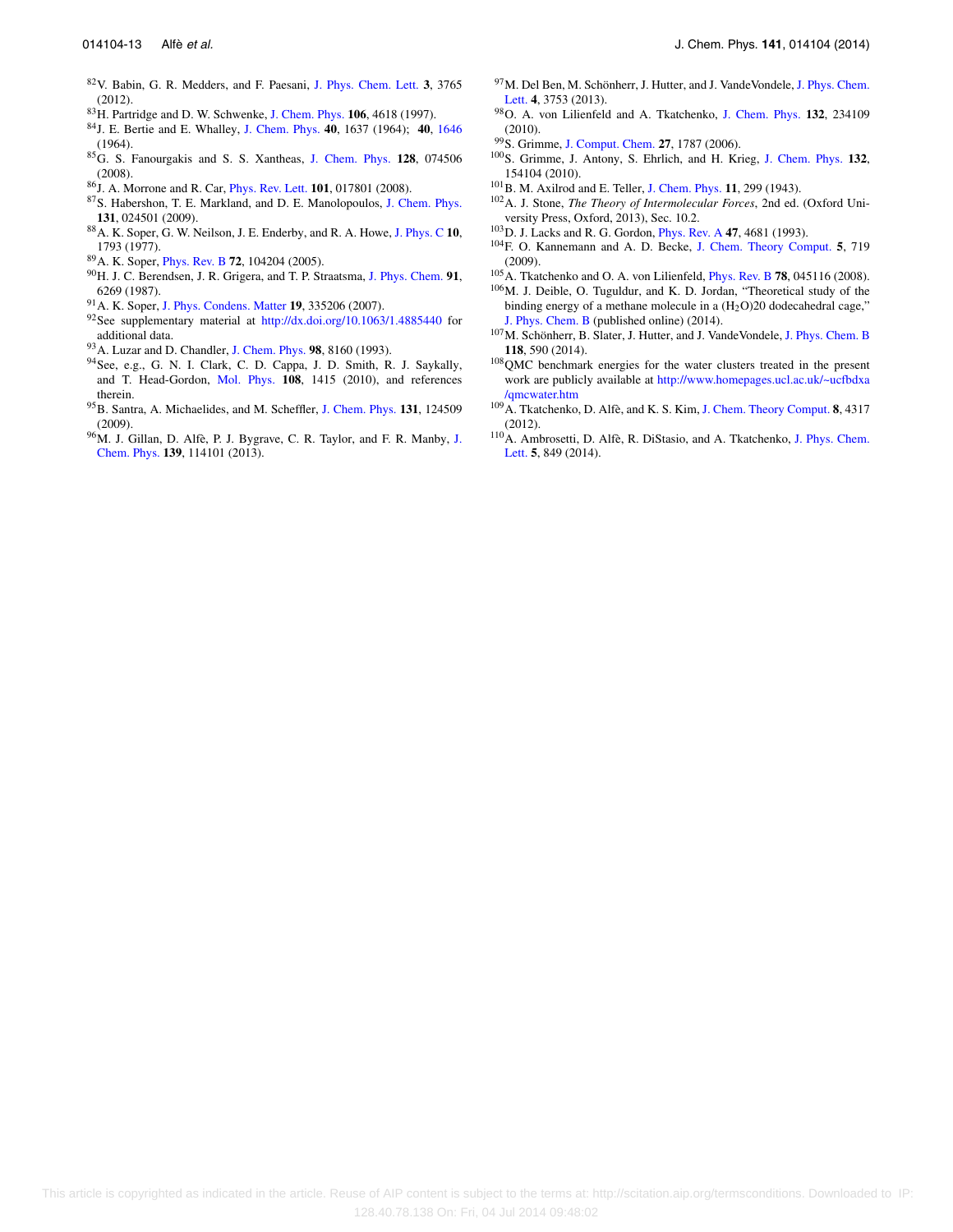[82] V. Babin, G. R. Medders, and F. Paesani, J. Phys. Chem. Lett. **3**, 3765 (2012).

[83] H. Partridge and D. W. Schwenke, J. Chem. Phys. **106**, 4618 (1997).

[84] J. E. Bertie and E. Whalley, J. Chem. Phys. **40**, 1637 (1964); **40**, 1646 (1964).

[85] G. S. Fanourgakis and S. S. Xantheas, J. Chem. Phys. **128**, 074506 (2008).

[86] J. A. Morrone and R. Car, Phys. Rev. Lett. **101**, 017801 (2008).

[87] S. Habershon, T. E. Markland, and D. E. Manolopoulos, J. Chem. Phys. **131**, 024501 (2009).

[88] A. K. Soper, G. W. Neilson, J. E. Enderby, and R. A. Howe, J. Phys. C **10**, 1793 (1977).

[89] A. K. Soper, Phys. Rev. B **72**, 104204 (2005).

[90] H. J. C. Berendsen, J. R. Grigera, and T. P. Straatsma, J. Phys. Chem. **91**, 6269 (1987).

[91] A. K. Soper, J. Phys. Condens. Matter **19**, 335206 (2007).

[92] See supplementary material at http://dx.doi.org/10.1063/1.4885440 for additional data.

[93] A. Luzar and D. Chandler, J. Chem. Phys. **98**, 8160 (1993).

[94] See, e.g., G. N. I. Clark, C. D. Cappa, J. D. Smith, R. J. Saykally, and T. Head-Gordon, Mol. Phys. **108**, 1415 (2010), and references therein.

[95] B. Santra, A. Michaelides, and M. Scheffler, J. Chem. Phys. **131**, 124509 (2009).

[96] M. J. Gillan, D. Alfè, P. J. Bygrave, C. R. Taylor, and F. R. Manby, J. Chem. Phys. **139**, 114101 (2013).

[97] M. Del Ben, M. Schönherr, J. Hutter, and J. VandeVondele, J. Phys. Chem. Lett. **4**, 3753 (2013).

[98] O. A. von Lilienfeld and A. Tkatchenko, J. Chem. Phys. **132**, 234109 (2010).

[99] S. Grimme, J. Comput. Chem. **27**, 1787 (2006).

[100] S. Grimme, J. Antony, S. Ehrlich, and H. Krieg, J. Chem. Phys. **132**, 154104 (2010).

[101] B. M. Axilrod and E. Teller, J. Chem. Phys. **11**, 299 (1943).

[102] A. J. Stone, *The Theory of Intermolecular Forces*, 2nd ed. (Oxford University Press, Oxford, 2013), Sec. 10.2.

[103] D. J. Lacks and R. G. Gordon, Phys. Rev. A **47**, 4681 (1993).

[104] F. O. Kannemann and A. D. Becke, J. Chem. Theory Comput. **5**, 719 (2009).

[105] A. Tkatchenko and O. A. von Lilienfeld, Phys. Rev. B **78**, 045116 (2008).

[106] M. J. Deible, O. Tuguldur, and K. D. Jordan, "Theoretical study of the binding energy of a methane molecule in a $(H_2O)20$ dodecahedral cage," J. Phys. Chem. B (published online) (2014).

[107] M. Schönherr, B. Slater, J. Hutter, and J. VandeVondele, J. Phys. Chem. B **118**, 590 (2014).

[108] QMC benchmark energies for the water clusters treated in the present work are publicly available at http://www.homepages.ucl.ac.uk/~ucfbdxa/qmcwater.htm

[109] A. Tkatchenko, D. Alfè, and K. S. Kim, J. Chem. Theory Comput. **8**, 4317 (2012).

[110] A. Ambrosetti, D. Alfè, R. DiStasio, and A. Tkatchenko, J. Phys. Chem. Lett. **5**, 849 (2014).